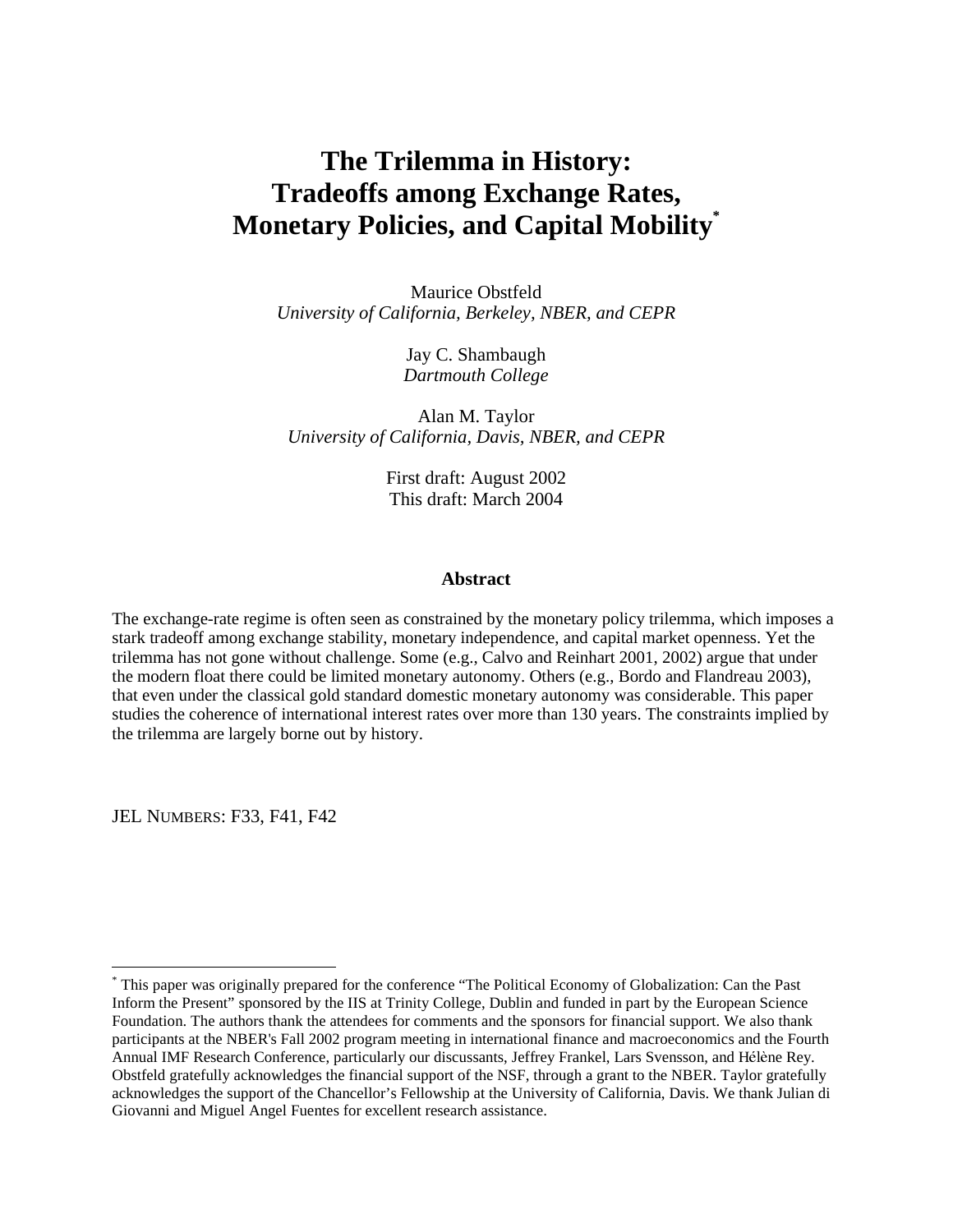# The Trilemma in History: Tradeoffs among Exchange Rates, Monetary Policies, and Capital Mobility[*]

Maurice Obstfeld
*University of California, Berkeley, NBER, and CEPR*

Jay C. Shambaugh
*Dartmouth College*

Alan M. Taylor
*University of California, Davis, NBER, and CEPR*

First draft: August 2002
This draft: March 2004

### Abstract

The exchange-rate regime is often seen as constrained by the monetary policy trilemma, which imposes a stark tradeoff among exchange stability, monetary independence, and capital market openness. Yet the trilemma has not gone without challenge. Some (e.g., Calvo and Reinhart 2001, 2002) argue that under the modern float there could be limited monetary autonomy. Others (e.g., Bordo and Flandreau 2003), that even under the classical gold standard domestic monetary autonomy was considerable. This paper studies the coherence of international interest rates over more than 130 years. The constraints implied by the trilemma are largely borne out by history.

JEL NUMBERS: F33, F41, F42

[*] This paper was originally prepared for the conference "The Political Economy of Globalization: Can the Past Inform the Present" sponsored by the IIS at Trinity College, Dublin and funded in part by the European Science Foundation. The authors thank the attendees for comments and the sponsors for financial support. We also thank participants at the NBER's Fall 2002 program meeting in international finance and macroeconomics and the Fourth Annual IMF Research Conference, particularly our discussants, Jeffrey Frankel, Lars Svensson, and Hélène Rey. Obstfeld gratefully acknowledges the financial support of the NSF, through a grant to the NBER. Taylor gratefully acknowledges the support of the Chancellor's Fellowship at the University of California, Davis. We thank Julian di Giovanni and Miguel Angel Fuentes for excellent research assistance.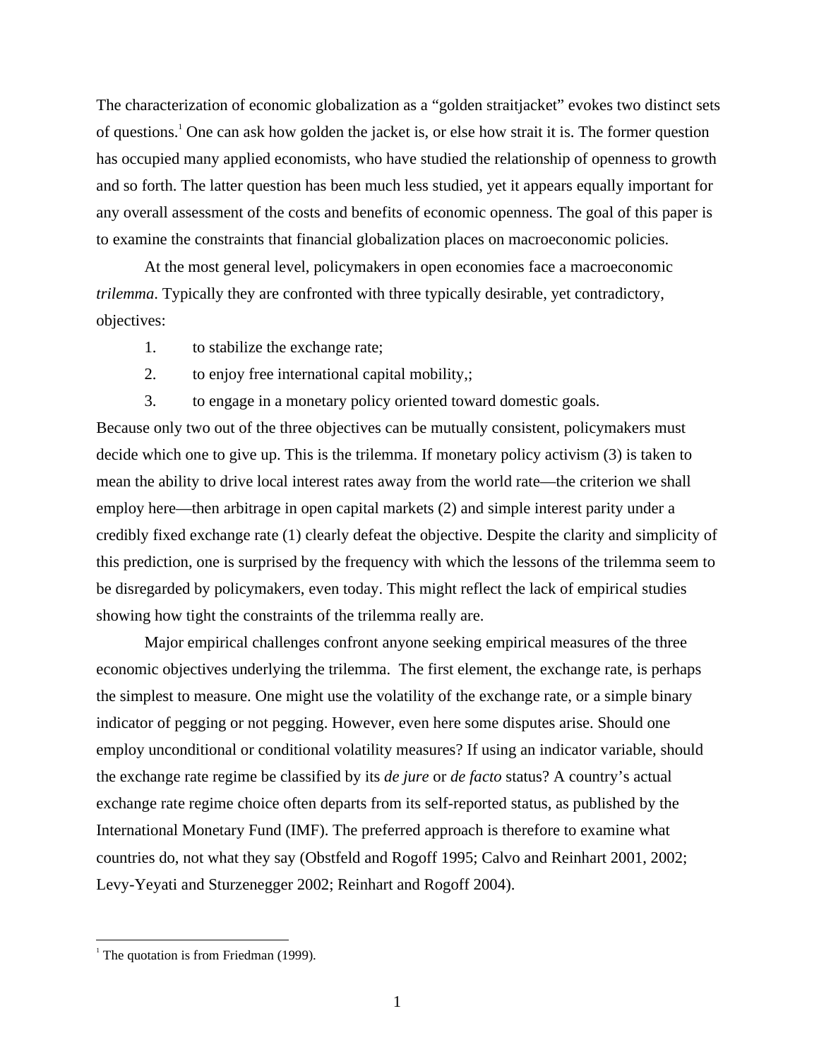The characterization of economic globalization as a "golden straitjacket" evokes two distinct sets of questions.[1] One can ask how golden the jacket is, or else how strait it is. The former question has occupied many applied economists, who have studied the relationship of openness to growth and so forth. The latter question has been much less studied, yet it appears equally important for any overall assessment of the costs and benefits of economic openness. The goal of this paper is to examine the constraints that financial globalization places on macroeconomic policies.

At the most general level, policymakers in open economies face a macroeconomic *trilemma*. Typically they are confronted with three typically desirable, yet contradictory, objectives:

1. to stabilize the exchange rate;
2. to enjoy free international capital mobility,;
3. to engage in a monetary policy oriented toward domestic goals.

Because only two out of the three objectives can be mutually consistent, policymakers must decide which one to give up. This is the trilemma. If monetary policy activism (3) is taken to mean the ability to drive local interest rates away from the world rate—the criterion we shall employ here—then arbitrage in open capital markets (2) and simple interest parity under a credibly fixed exchange rate (1) clearly defeat the objective. Despite the clarity and simplicity of this prediction, one is surprised by the frequency with which the lessons of the trilemma seem to be disregarded by policymakers, even today. This might reflect the lack of empirical studies showing how tight the constraints of the trilemma really are.

Major empirical challenges confront anyone seeking empirical measures of the three economic objectives underlying the trilemma. The first element, the exchange rate, is perhaps the simplest to measure. One might use the volatility of the exchange rate, or a simple binary indicator of pegging or not pegging. However, even here some disputes arise. Should one employ unconditional or conditional volatility measures? If using an indicator variable, should the exchange rate regime be classified by its *de jure* or *de facto* status? A country's actual exchange rate regime choice often departs from its self-reported status, as published by the International Monetary Fund (IMF). The preferred approach is therefore to examine what countries do, not what they say (Obstfeld and Rogoff 1995; Calvo and Reinhart 2001, 2002; Levy-Yeyati and Sturzenegger 2002; Reinhart and Rogoff 2004).

[1] The quotation is from Friedman (1999).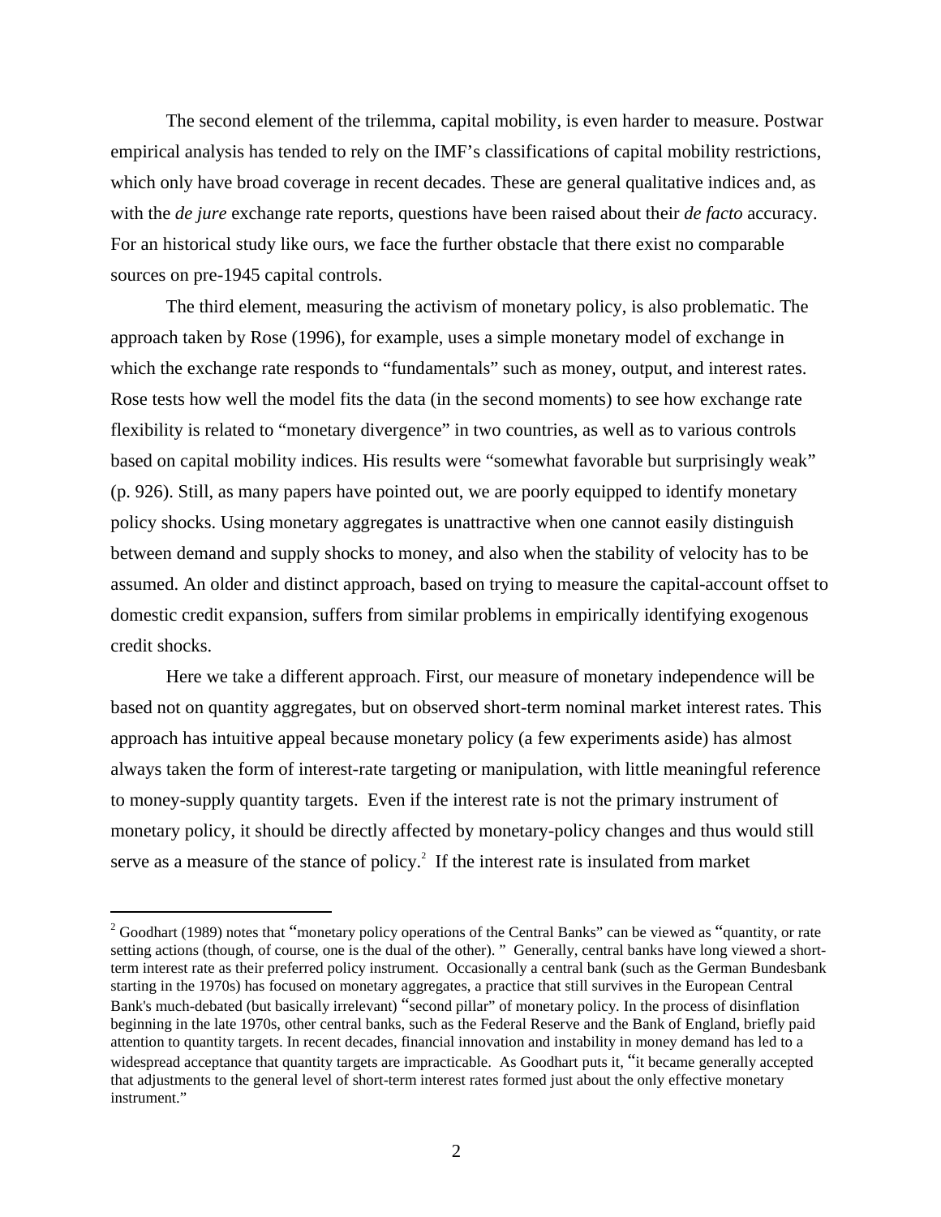The second element of the trilemma, capital mobility, is even harder to measure. Postwar empirical analysis has tended to rely on the IMF's classifications of capital mobility restrictions, which only have broad coverage in recent decades. These are general qualitative indices and, as with the *de jure* exchange rate reports, questions have been raised about their *de facto* accuracy. For an historical study like ours, we face the further obstacle that there exist no comparable sources on pre-1945 capital controls.

The third element, measuring the activism of monetary policy, is also problematic. The approach taken by Rose (1996), for example, uses a simple monetary model of exchange in which the exchange rate responds to "fundamentals" such as money, output, and interest rates. Rose tests how well the model fits the data (in the second moments) to see how exchange rate flexibility is related to "monetary divergence" in two countries, as well as to various controls based on capital mobility indices. His results were "somewhat favorable but surprisingly weak" (p. 926). Still, as many papers have pointed out, we are poorly equipped to identify monetary policy shocks. Using monetary aggregates is unattractive when one cannot easily distinguish between demand and supply shocks to money, and also when the stability of velocity has to be assumed. An older and distinct approach, based on trying to measure the capital-account offset to domestic credit expansion, suffers from similar problems in empirically identifying exogenous credit shocks.

Here we take a different approach. First, our measure of monetary independence will be based not on quantity aggregates, but on observed short-term nominal market interest rates. This approach has intuitive appeal because monetary policy (a few experiments aside) has almost always taken the form of interest-rate targeting or manipulation, with little meaningful reference to money-supply quantity targets. Even if the interest rate is not the primary instrument of monetary policy, it should be directly affected by monetary-policy changes and thus would still serve as a measure of the stance of policy.[2] If the interest rate is insulated from market

[2] Goodhart (1989) notes that "monetary policy operations of the Central Banks" can be viewed as "quantity, or rate setting actions (though, of course, one is the dual of the other). " Generally, central banks have long viewed a short-term interest rate as their preferred policy instrument. Occasionally a central bank (such as the German Bundesbank starting in the 1970s) has focused on monetary aggregates, a practice that still survives in the European Central Bank's much-debated (but basically irrelevant) "second pillar" of monetary policy. In the process of disinflation beginning in the late 1970s, other central banks, such as the Federal Reserve and the Bank of England, briefly paid attention to quantity targets. In recent decades, financial innovation and instability in money demand has led to a widespread acceptance that quantity targets are impracticable. As Goodhart puts it, "it became generally accepted that adjustments to the general level of short-term interest rates formed just about the only effective monetary instrument."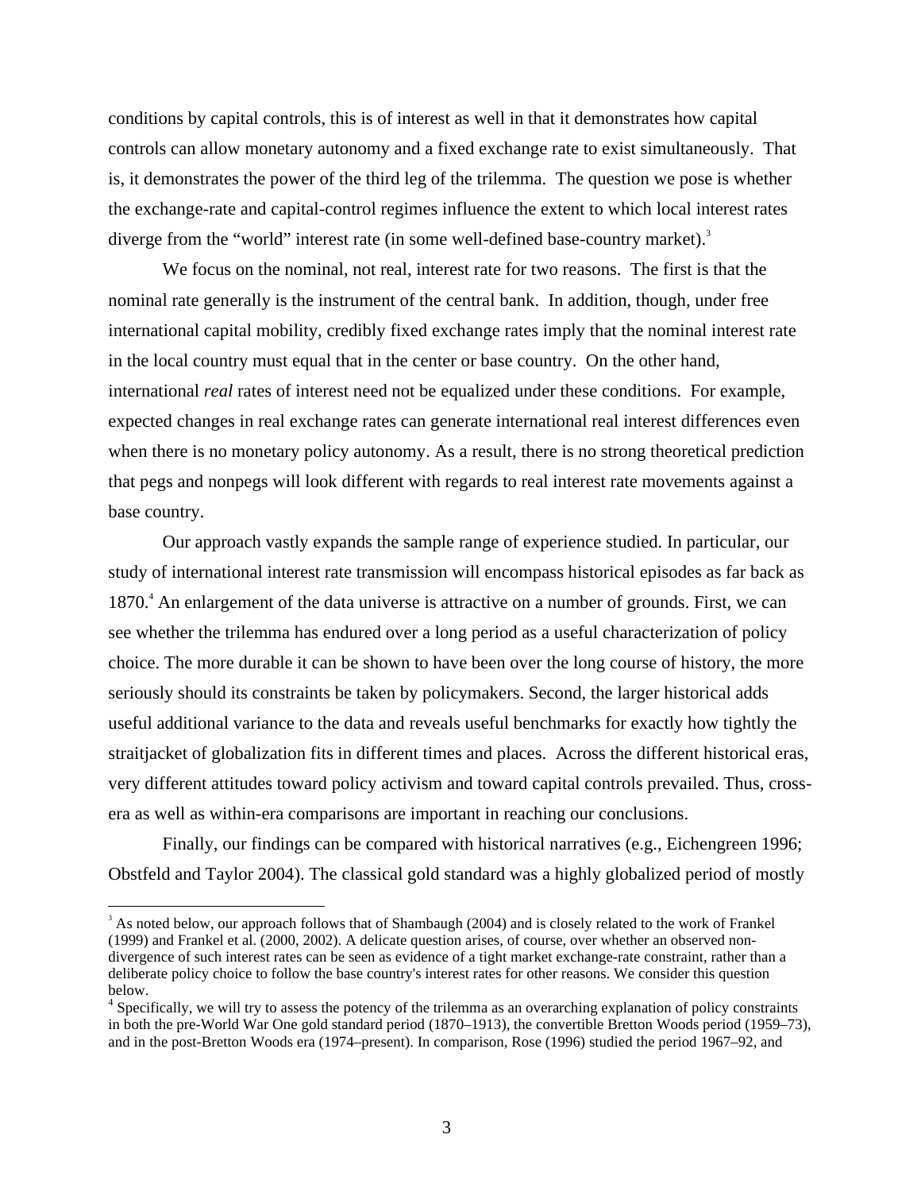conditions by capital controls, this is of interest as well in that it demonstrates how capital controls can allow monetary autonomy and a fixed exchange rate to exist simultaneously. That is, it demonstrates the power of the third leg of the trilemma. The question we pose is whether the exchange-rate and capital-control regimes influence the extent to which local interest rates diverge from the "world" interest rate (in some well-defined base-country market).[3]

We focus on the nominal, not real, interest rate for two reasons. The first is that the nominal rate generally is the instrument of the central bank. In addition, though, under free international capital mobility, credibly fixed exchange rates imply that the nominal interest rate in the local country must equal that in the center or base country. On the other hand, international *real* rates of interest need not be equalized under these conditions. For example, expected changes in real exchange rates can generate international real interest differences even when there is no monetary policy autonomy. As a result, there is no strong theoretical prediction that pegs and nonpegs will look different with regards to real interest rate movements against a base country.

Our approach vastly expands the sample range of experience studied. In particular, our study of international interest rate transmission will encompass historical episodes as far back as 1870.[4] An enlargement of the data universe is attractive on a number of grounds. First, we can see whether the trilemma has endured over a long period as a useful characterization of policy choice. The more durable it can be shown to have been over the long course of history, the more seriously should its constraints be taken by policymakers. Second, the larger historical adds useful additional variance to the data and reveals useful benchmarks for exactly how tightly the straitjacket of globalization fits in different times and places. Across the different historical eras, very different attitudes toward policy activism and toward capital controls prevailed. Thus, cross-era as well as within-era comparisons are important in reaching our conclusions.

Finally, our findings can be compared with historical narratives (e.g., Eichengreen 1996; Obstfeld and Taylor 2004). The classical gold standard was a highly globalized period of mostly

---

[3] As noted below, our approach follows that of Shambaugh (2004) and is closely related to the work of Frankel (1999) and Frankel et al. (2000, 2002). A delicate question arises, of course, over whether an observed non-divergence of such interest rates can be seen as evidence of a tight market exchange-rate constraint, rather than a deliberate policy choice to follow the base country's interest rates for other reasons. We consider this question below.

[4] Specifically, we will try to assess the potency of the trilemma as an overarching explanation of policy constraints in both the pre-World War One gold standard period (1870–1913), the convertible Bretton Woods period (1959–73), and in the post-Bretton Woods era (1974–present). In comparison, Rose (1996) studied the period 1967–92, and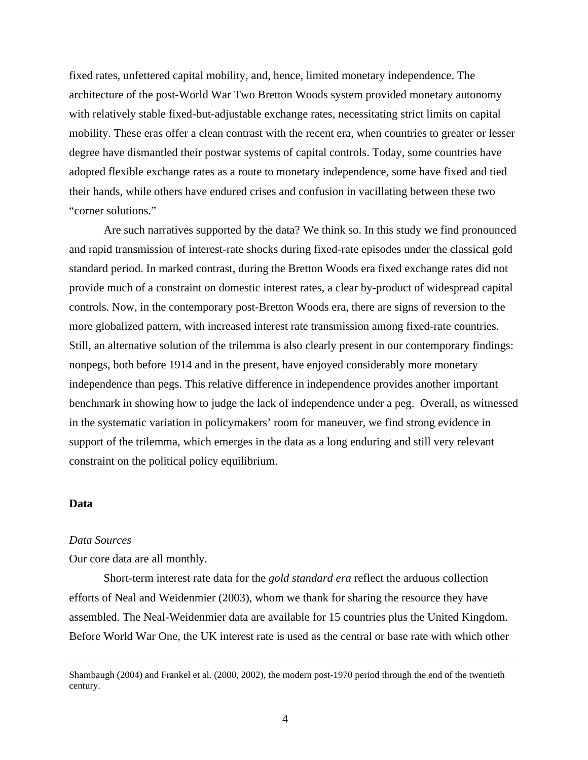fixed rates, unfettered capital mobility, and, hence, limited monetary independence. The architecture of the post-World War Two Bretton Woods system provided monetary autonomy with relatively stable fixed-but-adjustable exchange rates, necessitating strict limits on capital mobility. These eras offer a clean contrast with the recent era, when countries to greater or lesser degree have dismantled their postwar systems of capital controls. Today, some countries have adopted flexible exchange rates as a route to monetary independence, some have fixed and tied their hands, while others have endured crises and confusion in vacillating between these two "corner solutions."

Are such narratives supported by the data? We think so. In this study we find pronounced and rapid transmission of interest-rate shocks during fixed-rate episodes under the classical gold standard period. In marked contrast, during the Bretton Woods era fixed exchange rates did not provide much of a constraint on domestic interest rates, a clear by-product of widespread capital controls. Now, in the contemporary post-Bretton Woods era, there are signs of reversion to the more globalized pattern, with increased interest rate transmission among fixed-rate countries. Still, an alternative solution of the trilemma is also clearly present in our contemporary findings: nonpegs, both before 1914 and in the present, have enjoyed considerably more monetary independence than pegs. This relative difference in independence provides another important benchmark in showing how to judge the lack of independence under a peg. Overall, as witnessed in the systematic variation in policymakers' room for maneuver, we find strong evidence in support of the trilemma, which emerges in the data as a long enduring and still very relevant constraint on the political policy equilibrium.

## Data

### *Data Sources*

Our core data are all monthly.

Short-term interest rate data for the *gold standard era* reflect the arduous collection efforts of Neal and Weidenmier (2003), whom we thank for sharing the resource they have assembled. The Neal-Weidenmier data are available for 15 countries plus the United Kingdom. Before World War One, the UK interest rate is used as the central or base rate with which other

---

Shambaugh (2004) and Frankel et al. (2000, 2002), the modern post-1970 period through the end of the twentieth century.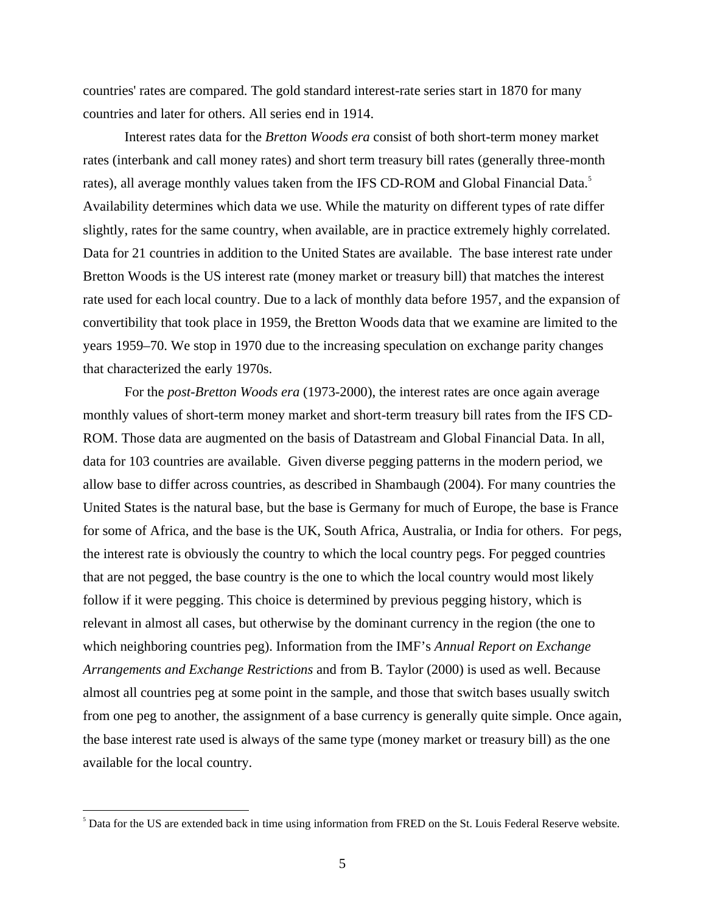countries' rates are compared. The gold standard interest-rate series start in 1870 for many countries and later for others. All series end in 1914.

Interest rates data for the *Bretton Woods era* consist of both short-term money market rates (interbank and call money rates) and short term treasury bill rates (generally three-month rates), all average monthly values taken from the IFS CD-ROM and Global Financial Data.[5] Availability determines which data we use. While the maturity on different types of rate differ slightly, rates for the same country, when available, are in practice extremely highly correlated. Data for 21 countries in addition to the United States are available. The base interest rate under Bretton Woods is the US interest rate (money market or treasury bill) that matches the interest rate used for each local country. Due to a lack of monthly data before 1957, and the expansion of convertibility that took place in 1959, the Bretton Woods data that we examine are limited to the years 1959–70. We stop in 1970 due to the increasing speculation on exchange parity changes that characterized the early 1970s.

For the *post-Bretton Woods era* (1973-2000), the interest rates are once again average monthly values of short-term money market and short-term treasury bill rates from the IFS CD-ROM. Those data are augmented on the basis of Datastream and Global Financial Data. In all, data for 103 countries are available. Given diverse pegging patterns in the modern period, we allow base to differ across countries, as described in Shambaugh (2004). For many countries the United States is the natural base, but the base is Germany for much of Europe, the base is France for some of Africa, and the base is the UK, South Africa, Australia, or India for others. For pegs, the interest rate is obviously the country to which the local country pegs. For pegged countries that are not pegged, the base country is the one to which the local country would most likely follow if it were pegging. This choice is determined by previous pegging history, which is relevant in almost all cases, but otherwise by the dominant currency in the region (the one to which neighboring countries peg). Information from the IMF's *Annual Report on Exchange Arrangements and Exchange Restrictions* and from B. Taylor (2000) is used as well. Because almost all countries peg at some point in the sample, and those that switch bases usually switch from one peg to another, the assignment of a base currency is generally quite simple. Once again, the base interest rate used is always of the same type (money market or treasury bill) as the one available for the local country.

[5] Data for the US are extended back in time using information from FRED on the St. Louis Federal Reserve website.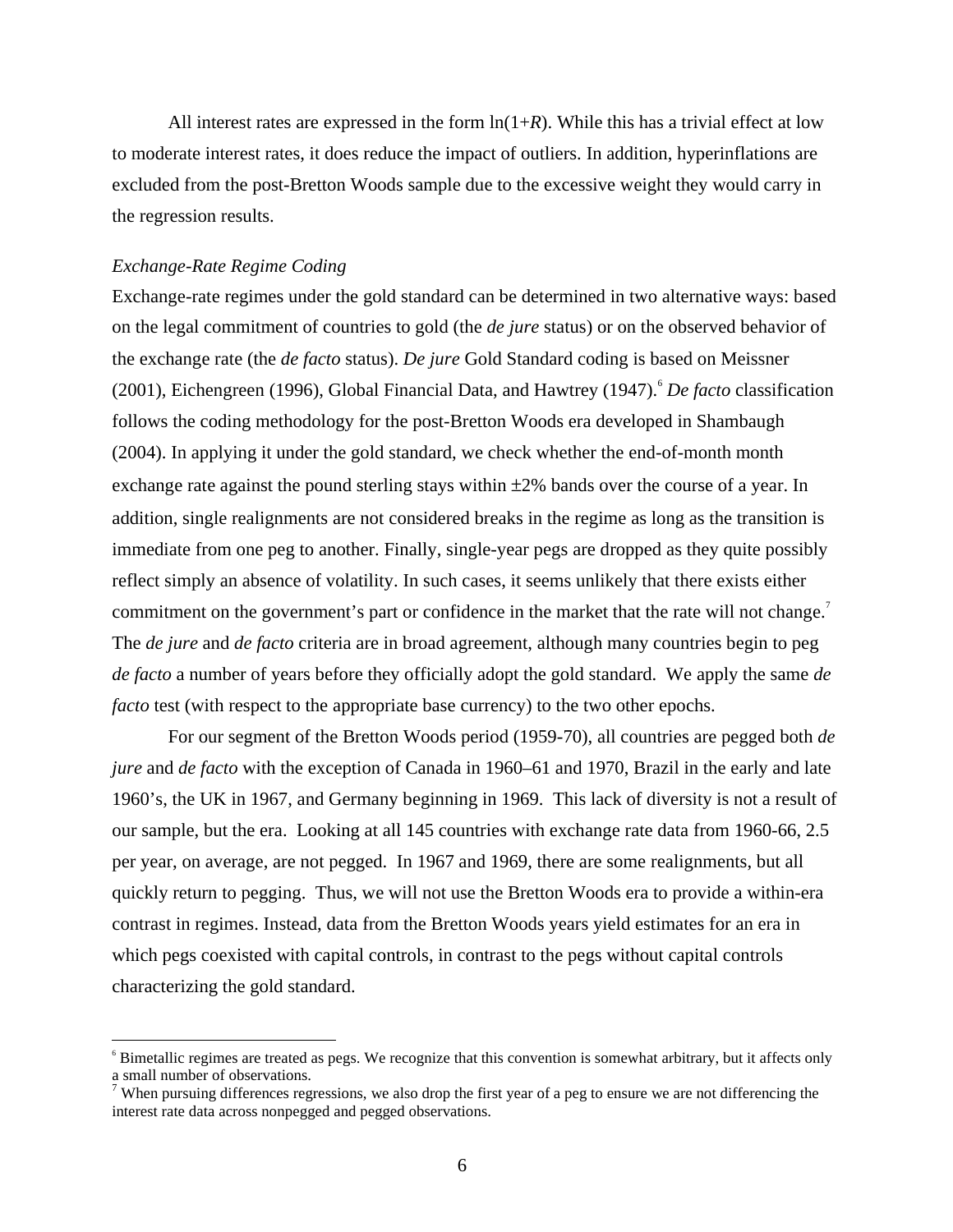All interest rates are expressed in the form ln(1+*R*). While this has a trivial effect at low to moderate interest rates, it does reduce the impact of outliers. In addition, hyperinflations are excluded from the post-Bretton Woods sample due to the excessive weight they would carry in the regression results.

*Exchange-Rate Regime Coding*

Exchange-rate regimes under the gold standard can be determined in two alternative ways: based on the legal commitment of countries to gold (the *de jure* status) or on the observed behavior of the exchange rate (the *de facto* status). *De jure* Gold Standard coding is based on Meissner (2001), Eichengreen (1996), Global Financial Data, and Hawtrey (1947).[6] *De facto* classification follows the coding methodology for the post-Bretton Woods era developed in Shambaugh (2004). In applying it under the gold standard, we check whether the end-of-month month exchange rate against the pound sterling stays within ±2% bands over the course of a year. In addition, single realignments are not considered breaks in the regime as long as the transition is immediate from one peg to another. Finally, single-year pegs are dropped as they quite possibly reflect simply an absence of volatility. In such cases, it seems unlikely that there exists either commitment on the government's part or confidence in the market that the rate will not change.[7] The *de jure* and *de facto* criteria are in broad agreement, although many countries begin to peg *de facto* a number of years before they officially adopt the gold standard. We apply the same *de facto* test (with respect to the appropriate base currency) to the two other epochs.

For our segment of the Bretton Woods period (1959-70), all countries are pegged both *de jure* and *de facto* with the exception of Canada in 1960–61 and 1970, Brazil in the early and late 1960's, the UK in 1967, and Germany beginning in 1969. This lack of diversity is not a result of our sample, but the era. Looking at all 145 countries with exchange rate data from 1960-66, 2.5 per year, on average, are not pegged. In 1967 and 1969, there are some realignments, but all quickly return to pegging. Thus, we will not use the Bretton Woods era to provide a within-era contrast in regimes. Instead, data from the Bretton Woods years yield estimates for an era in which pegs coexisted with capital controls, in contrast to the pegs without capital controls characterizing the gold standard.

---

[6] Bimetallic regimes are treated as pegs. We recognize that this convention is somewhat arbitrary, but it affects only a small number of observations.

[7] When pursuing differences regressions, we also drop the first year of a peg to ensure we are not differencing the interest rate data across nonpegged and pegged observations.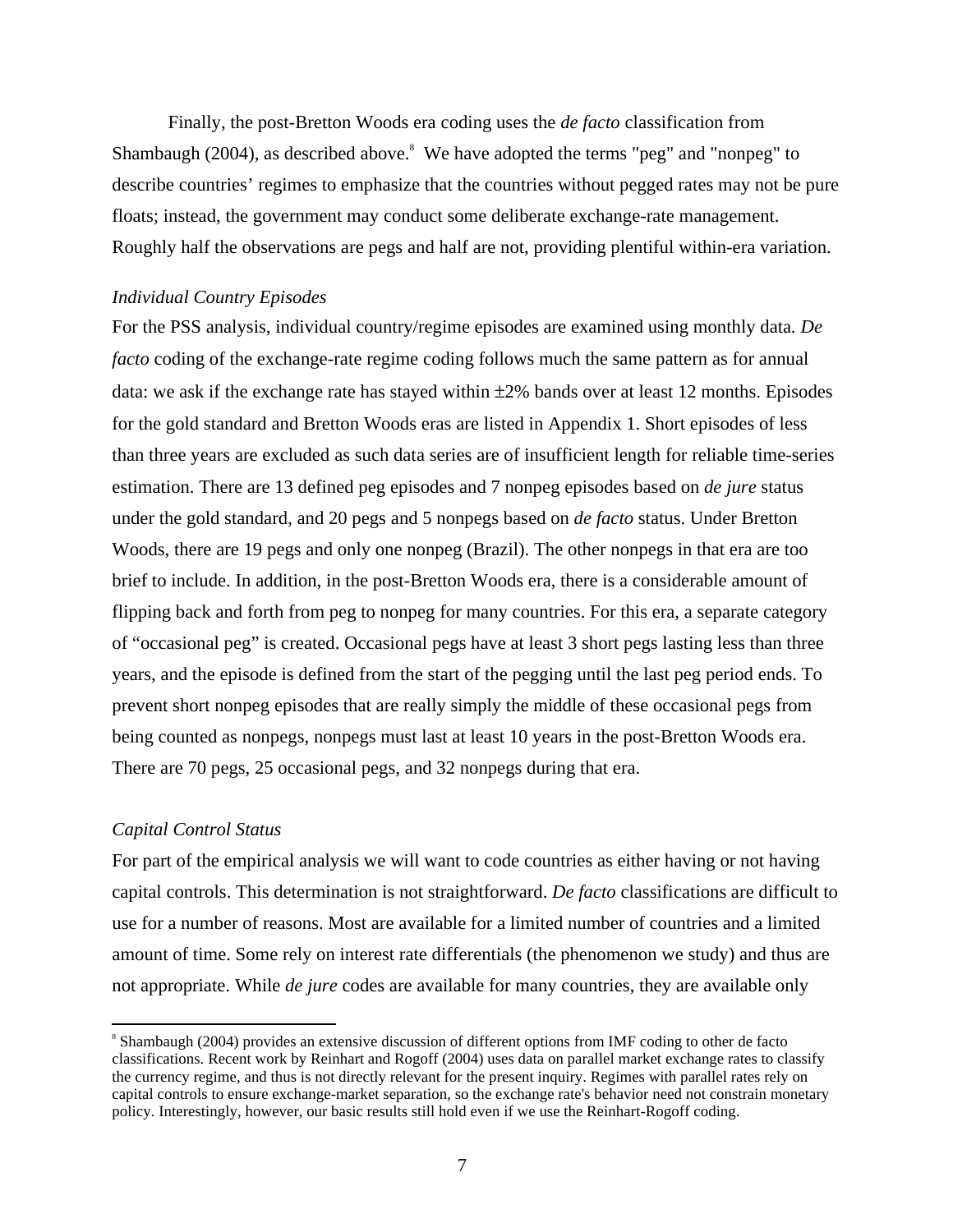Finally, the post-Bretton Woods era coding uses the *de facto* classification from Shambaugh (2004), as described above.[8] We have adopted the terms "peg" and "nonpeg" to describe countries' regimes to emphasize that the countries without pegged rates may not be pure floats; instead, the government may conduct some deliberate exchange-rate management. Roughly half the observations are pegs and half are not, providing plentiful within-era variation.

*Individual Country Episodes*

For the PSS analysis, individual country/regime episodes are examined using monthly data. *De facto* coding of the exchange-rate regime coding follows much the same pattern as for annual data: we ask if the exchange rate has stayed within ±2% bands over at least 12 months. Episodes for the gold standard and Bretton Woods eras are listed in Appendix 1. Short episodes of less than three years are excluded as such data series are of insufficient length for reliable time-series estimation. There are 13 defined peg episodes and 7 nonpeg episodes based on *de jure* status under the gold standard, and 20 pegs and 5 nonpegs based on *de facto* status. Under Bretton Woods, there are 19 pegs and only one nonpeg (Brazil). The other nonpegs in that era are too brief to include. In addition, in the post-Bretton Woods era, there is a considerable amount of flipping back and forth from peg to nonpeg for many countries. For this era, a separate category of "occasional peg" is created. Occasional pegs have at least 3 short pegs lasting less than three years, and the episode is defined from the start of the pegging until the last peg period ends. To prevent short nonpeg episodes that are really simply the middle of these occasional pegs from being counted as nonpegs, nonpegs must last at least 10 years in the post-Bretton Woods era. There are 70 pegs, 25 occasional pegs, and 32 nonpegs during that era.

*Capital Control Status*

For part of the empirical analysis we will want to code countries as either having or not having capital controls. This determination is not straightforward. *De facto* classifications are difficult to use for a number of reasons. Most are available for a limited number of countries and a limited amount of time. Some rely on interest rate differentials (the phenomenon we study) and thus are not appropriate. While *de jure* codes are available for many countries, they are available only

[8] Shambaugh (2004) provides an extensive discussion of different options from IMF coding to other de facto classifications. Recent work by Reinhart and Rogoff (2004) uses data on parallel market exchange rates to classify the currency regime, and thus is not directly relevant for the present inquiry. Regimes with parallel rates rely on capital controls to ensure exchange-market separation, so the exchange rate's behavior need not constrain monetary policy. Interestingly, however, our basic results still hold even if we use the Reinhart-Rogoff coding.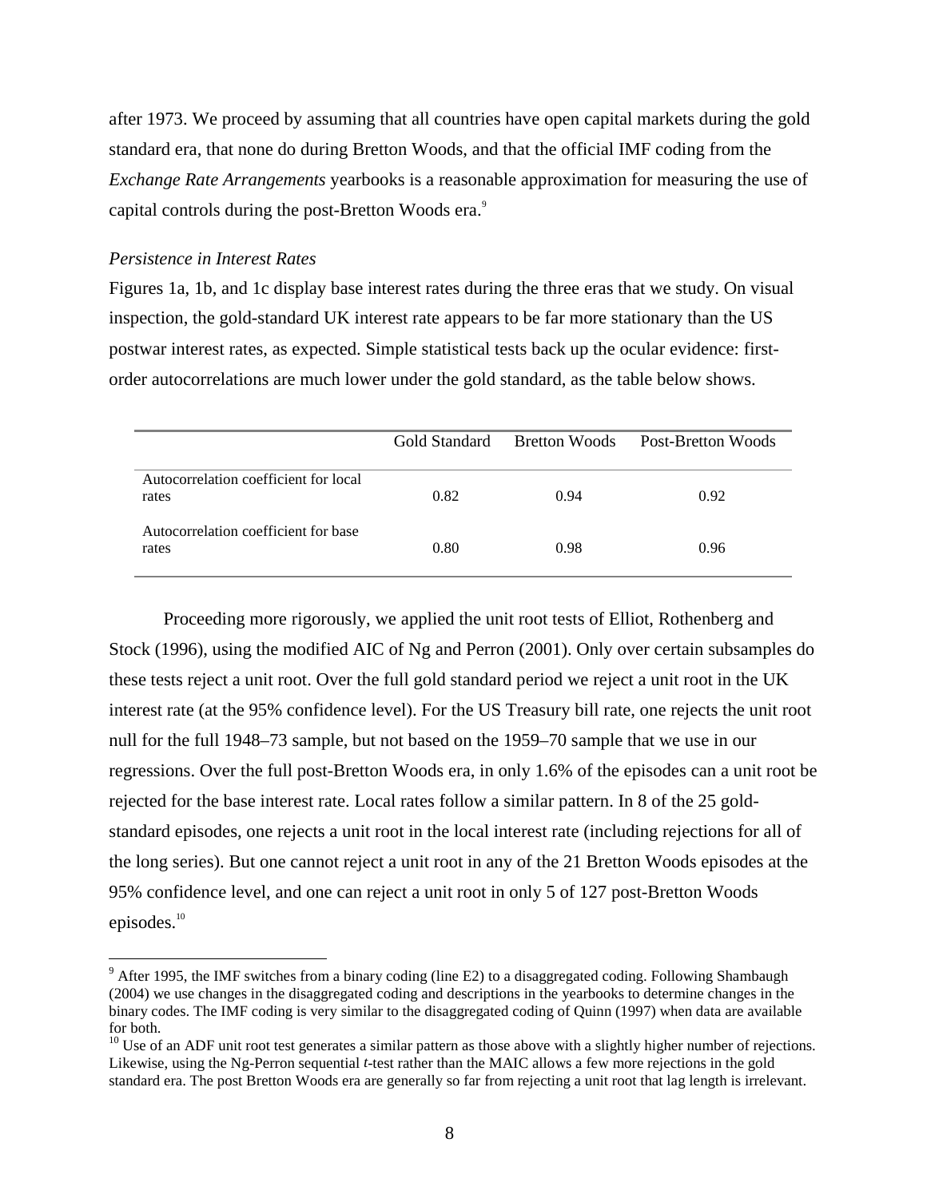after 1973. We proceed by assuming that all countries have open capital markets during the gold standard era, that none do during Bretton Woods, and that the official IMF coding from the *Exchange Rate Arrangements* yearbooks is a reasonable approximation for measuring the use of capital controls during the post-Bretton Woods era.[9]

*Persistence in Interest Rates*

Figures 1a, 1b, and 1c display base interest rates during the three eras that we study. On visual inspection, the gold-standard UK interest rate appears to be far more stationary than the US postwar interest rates, as expected. Simple statistical tests back up the ocular evidence: first-order autocorrelations are much lower under the gold standard, as the table below shows.

| | Gold Standard | Bretton Woods | Post-Bretton Woods |
|---|---|---|---|
| Autocorrelation coefficient for local rates | 0.82 | 0.94 | 0.92 |
| Autocorrelation coefficient for base rates | 0.80 | 0.98 | 0.96 |

Proceeding more rigorously, we applied the unit root tests of Elliot, Rothenberg and Stock (1996), using the modified AIC of Ng and Perron (2001). Only over certain subsamples do these tests reject a unit root. Over the full gold standard period we reject a unit root in the UK interest rate (at the 95% confidence level). For the US Treasury bill rate, one rejects the unit root null for the full 1948–73 sample, but not based on the 1959–70 sample that we use in our regressions. Over the full post-Bretton Woods era, in only 1.6% of the episodes can a unit root be rejected for the base interest rate. Local rates follow a similar pattern. In 8 of the 25 gold-standard episodes, one rejects a unit root in the local interest rate (including rejections for all of the long series). But one cannot reject a unit root in any of the 21 Bretton Woods episodes at the 95% confidence level, and one can reject a unit root in only 5 of 127 post-Bretton Woods episodes.[10]

[9] After 1995, the IMF switches from a binary coding (line E2) to a disaggregated coding. Following Shambaugh (2004) we use changes in the disaggregated coding and descriptions in the yearbooks to determine changes in the binary codes. The IMF coding is very similar to the disaggregated coding of Quinn (1997) when data are available for both.

[10] Use of an ADF unit root test generates a similar pattern as those above with a slightly higher number of rejections. Likewise, using the Ng-Perron sequential *t*-test rather than the MAIC allows a few more rejections in the gold standard era. The post Bretton Woods era are generally so far from rejecting a unit root that lag length is irrelevant.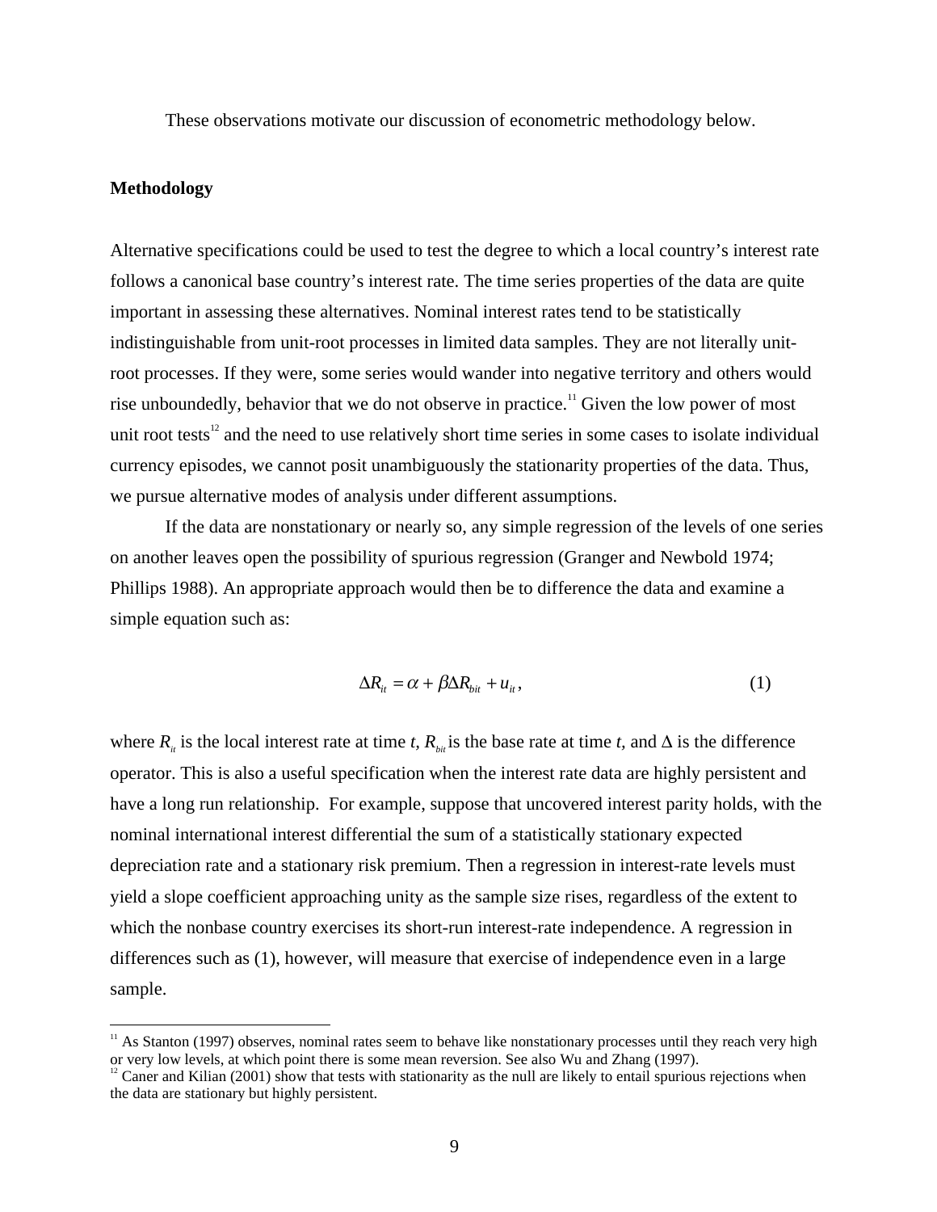These observations motivate our discussion of econometric methodology below.

**Methodology**

Alternative specifications could be used to test the degree to which a local country's interest rate follows a canonical base country's interest rate. The time series properties of the data are quite important in assessing these alternatives. Nominal interest rates tend to be statistically indistinguishable from unit-root processes in limited data samples. They are not literally unit-root processes. If they were, some series would wander into negative territory and others would rise unboundedly, behavior that we do not observe in practice.[11] Given the low power of most unit root tests[12] and the need to use relatively short time series in some cases to isolate individual currency episodes, we cannot posit unambiguously the stationarity properties of the data. Thus, we pursue alternative modes of analysis under different assumptions.

If the data are nonstationary or nearly so, any simple regression of the levels of one series on another leaves open the possibility of spurious regression (Granger and Newbold 1974; Phillips 1988). An appropriate approach would then be to difference the data and examine a simple equation such as:

$$\Delta R_{it} = \alpha + \beta \Delta R_{bit} + u_{it}, \tag{1}$$

where $R_{it}$ is the local interest rate at time *t*, $R_{bit}$ is the base rate at time *t*, and $\Delta$ is the difference operator. This is also a useful specification when the interest rate data are highly persistent and have a long run relationship. For example, suppose that uncovered interest parity holds, with the nominal international interest differential the sum of a statistically stationary expected depreciation rate and a stationary risk premium. Then a regression in interest-rate levels must yield a slope coefficient approaching unity as the sample size rises, regardless of the extent to which the nonbase country exercises its short-run interest-rate independence. A regression in differences such as (1), however, will measure that exercise of independence even in a large sample.

[11] As Stanton (1997) observes, nominal rates seem to behave like nonstationary processes until they reach very high or very low levels, at which point there is some mean reversion. See also Wu and Zhang (1997).

[12] Caner and Kilian (2001) show that tests with stationarity as the null are likely to entail spurious rejections when the data are stationary but highly persistent.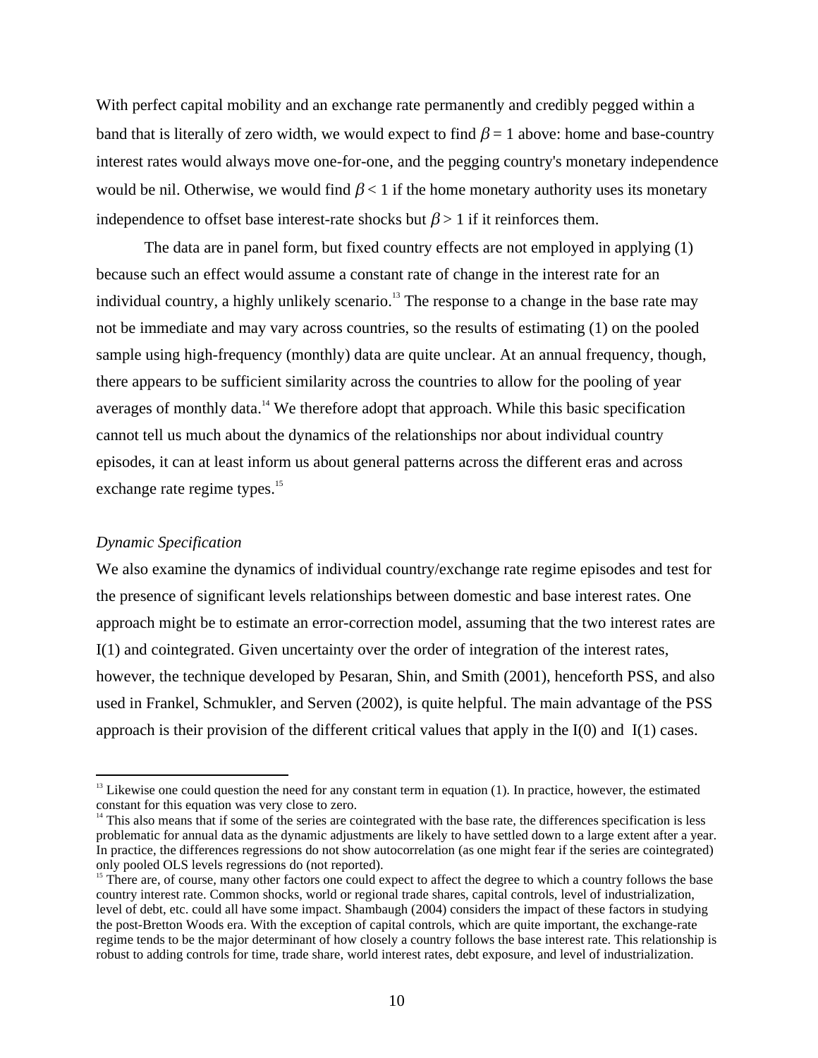With perfect capital mobility and an exchange rate permanently and credibly pegged within a band that is literally of zero width, we would expect to find $\beta = 1$ above: home and base-country interest rates would always move one-for-one, and the pegging country's monetary independence would be nil. Otherwise, we would find $\beta < 1$ if the home monetary authority uses its monetary independence to offset base interest-rate shocks but $\beta > 1$ if it reinforces them.

The data are in panel form, but fixed country effects are not employed in applying (1) because such an effect would assume a constant rate of change in the interest rate for an individual country, a highly unlikely scenario.[13] The response to a change in the base rate may not be immediate and may vary across countries, so the results of estimating (1) on the pooled sample using high-frequency (monthly) data are quite unclear. At an annual frequency, though, there appears to be sufficient similarity across the countries to allow for the pooling of year averages of monthly data.[14] We therefore adopt that approach. While this basic specification cannot tell us much about the dynamics of the relationships nor about individual country episodes, it can at least inform us about general patterns across the different eras and across exchange rate regime types.[15]

*Dynamic Specification*

We also examine the dynamics of individual country/exchange rate regime episodes and test for the presence of significant levels relationships between domestic and base interest rates. One approach might be to estimate an error-correction model, assuming that the two interest rates are I(1) and cointegrated. Given uncertainty over the order of integration of the interest rates, however, the technique developed by Pesaran, Shin, and Smith (2001), henceforth PSS, and also used in Frankel, Schmukler, and Serven (2002), is quite helpful. The main advantage of the PSS approach is their provision of the different critical values that apply in the I(0) and I(1) cases.

---

[13] Likewise one could question the need for any constant term in equation (1). In practice, however, the estimated constant for this equation was very close to zero.

[14] This also means that if some of the series are cointegrated with the base rate, the differences specification is less problematic for annual data as the dynamic adjustments are likely to have settled down to a large extent after a year. In practice, the differences regressions do not show autocorrelation (as one might fear if the series are cointegrated) only pooled OLS levels regressions do (not reported).

[15] There are, of course, many other factors one could expect to affect the degree to which a country follows the base country interest rate. Common shocks, world or regional trade shares, capital controls, level of industrialization, level of debt, etc. could all have some impact. Shambaugh (2004) considers the impact of these factors in studying the post-Bretton Woods era. With the exception of capital controls, which are quite important, the exchange-rate regime tends to be the major determinant of how closely a country follows the base interest rate. This relationship is robust to adding controls for time, trade share, world interest rates, debt exposure, and level of industrialization.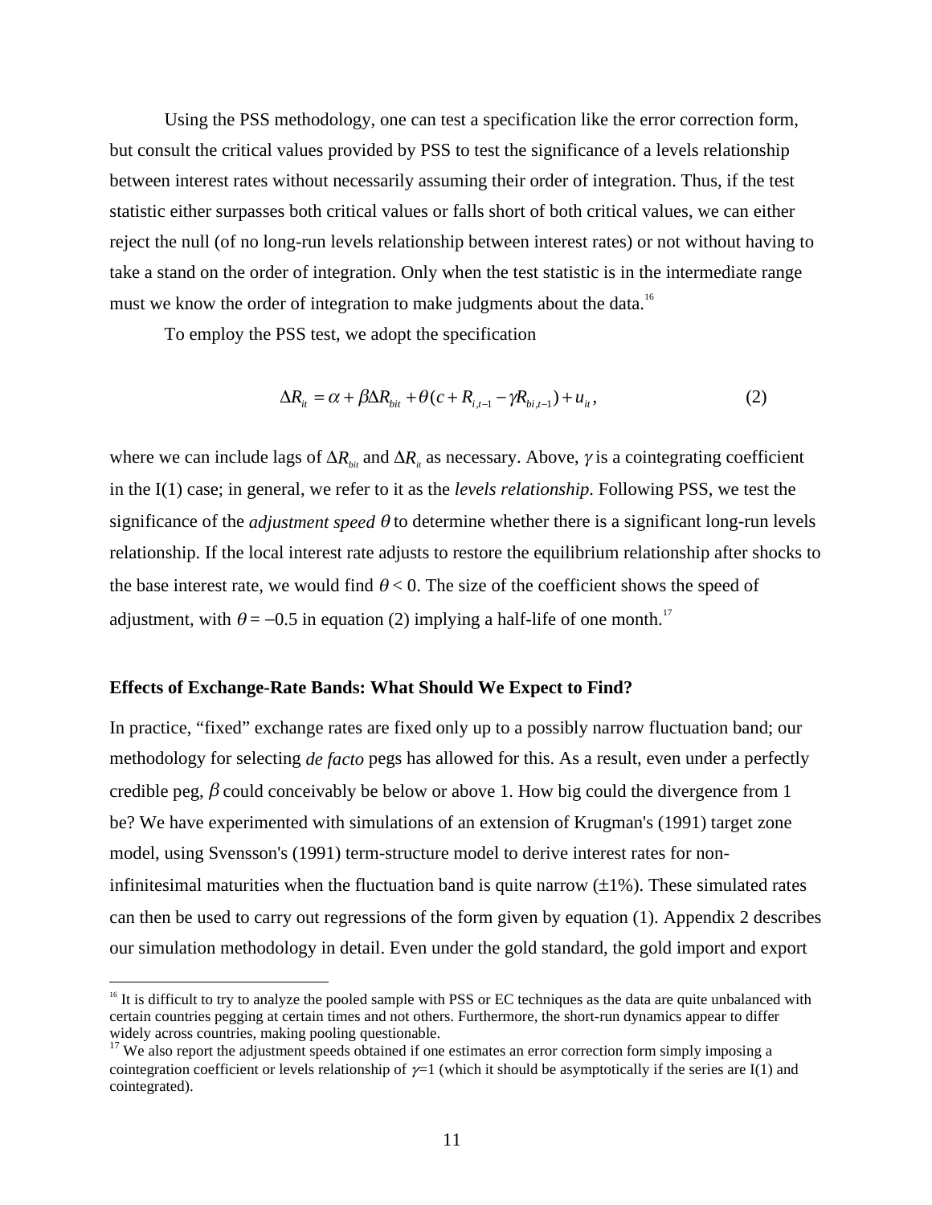Using the PSS methodology, one can test a specification like the error correction form, but consult the critical values provided by PSS to test the significance of a levels relationship between interest rates without necessarily assuming their order of integration. Thus, if the test statistic either surpasses both critical values or falls short of both critical values, we can either reject the null (of no long-run levels relationship between interest rates) or not without having to take a stand on the order of integration. Only when the test statistic is in the intermediate range must we know the order of integration to make judgments about the data.[16]

To employ the PSS test, we adopt the specification

$$\Delta R_{it} = \alpha + \beta \Delta R_{bit} + \theta (c + R_{i,t-1} - \gamma R_{bi,t-1}) + u_{it}, \tag{2}$$

where we can include lags of $\Delta R_{bit}$ and $\Delta R_{it}$ as necessary. Above, $\gamma$ is a cointegrating coefficient in the I(1) case; in general, we refer to it as the *levels relationship*. Following PSS, we test the significance of the *adjustment speed* $\theta$ to determine whether there is a significant long-run levels relationship. If the local interest rate adjusts to restore the equilibrium relationship after shocks to the base interest rate, we would find $\theta < 0$. The size of the coefficient shows the speed of adjustment, with $\theta = -0.5$ in equation (2) implying a half-life of one month.[17]

**Effects of Exchange-Rate Bands: What Should We Expect to Find?**

In practice, "fixed" exchange rates are fixed only up to a possibly narrow fluctuation band; our methodology for selecting *de facto* pegs has allowed for this. As a result, even under a perfectly credible peg, $\beta$ could conceivably be below or above 1. How big could the divergence from 1 be? We have experimented with simulations of an extension of Krugman's (1991) target zone model, using Svensson's (1991) term-structure model to derive interest rates for non-infinitesimal maturities when the fluctuation band is quite narrow ($\pm$1%). These simulated rates can then be used to carry out regressions of the form given by equation (1). Appendix 2 describes our simulation methodology in detail. Even under the gold standard, the gold import and export

[16] It is difficult to try to analyze the pooled sample with PSS or EC techniques as the data are quite unbalanced with certain countries pegging at certain times and not others. Furthermore, the short-run dynamics appear to differ widely across countries, making pooling questionable.

[17] We also report the adjustment speeds obtained if one estimates an error correction form simply imposing a cointegration coefficient or levels relationship of $\gamma$=1 (which it should be asymptotically if the series are I(1) and cointegrated).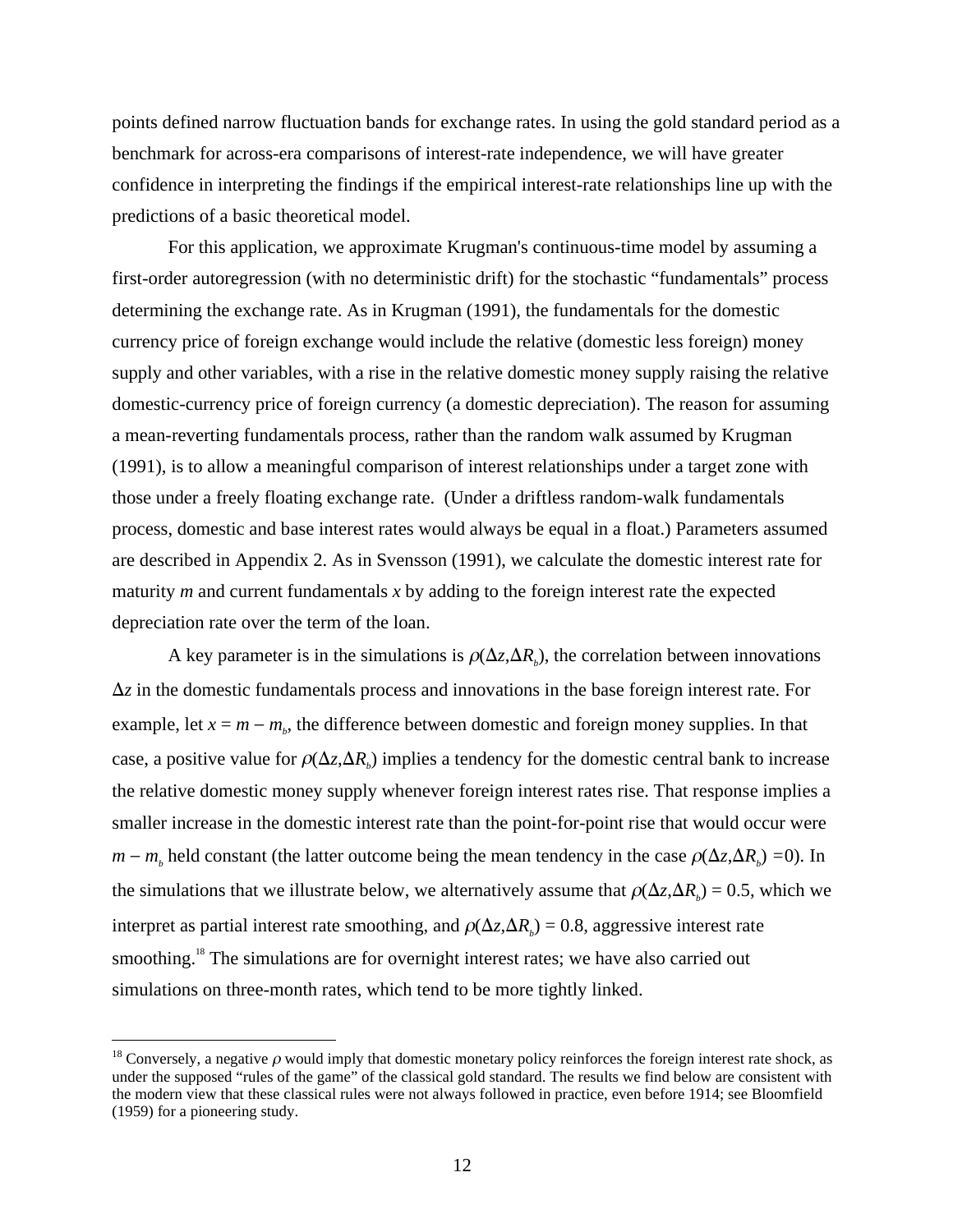points defined narrow fluctuation bands for exchange rates. In using the gold standard period as a benchmark for across-era comparisons of interest-rate independence, we will have greater confidence in interpreting the findings if the empirical interest-rate relationships line up with the predictions of a basic theoretical model.

For this application, we approximate Krugman's continuous-time model by assuming a first-order autoregression (with no deterministic drift) for the stochastic "fundamentals" process determining the exchange rate. As in Krugman (1991), the fundamentals for the domestic currency price of foreign exchange would include the relative (domestic less foreign) money supply and other variables, with a rise in the relative domestic money supply raising the relative domestic-currency price of foreign currency (a domestic depreciation). The reason for assuming a mean-reverting fundamentals process, rather than the random walk assumed by Krugman (1991), is to allow a meaningful comparison of interest relationships under a target zone with those under a freely floating exchange rate. (Under a driftless random-walk fundamentals process, domestic and base interest rates would always be equal in a float.) Parameters assumed are described in Appendix 2. As in Svensson (1991), we calculate the domestic interest rate for maturity $m$ and current fundamentals $x$ by adding to the foreign interest rate the expected depreciation rate over the term of the loan.

A key parameter is in the simulations is $\rho(\Delta z, \Delta R_b)$, the correlation between innovations $\Delta z$ in the domestic fundamentals process and innovations in the base foreign interest rate. For example, let $x = m - m_b$, the difference between domestic and foreign money supplies. In that case, a positive value for $\rho(\Delta z, \Delta R_b)$ implies a tendency for the domestic central bank to increase the relative domestic money supply whenever foreign interest rates rise. That response implies a smaller increase in the domestic interest rate than the point-for-point rise that would occur were $m - m_b$ held constant (the latter outcome being the mean tendency in the case $\rho(\Delta z, \Delta R_b) = 0$). In the simulations that we illustrate below, we alternatively assume that $\rho(\Delta z, \Delta R_b) = 0.5$, which we interpret as partial interest rate smoothing, and $\rho(\Delta z, \Delta R_b) = 0.8$, aggressive interest rate smoothing.[18] The simulations are for overnight interest rates; we have also carried out simulations on three-month rates, which tend to be more tightly linked.

[18] Conversely, a negative $\rho$ would imply that domestic monetary policy reinforces the foreign interest rate shock, as under the supposed "rules of the game" of the classical gold standard. The results we find below are consistent with the modern view that these classical rules were not always followed in practice, even before 1914; see Bloomfield (1959) for a pioneering study.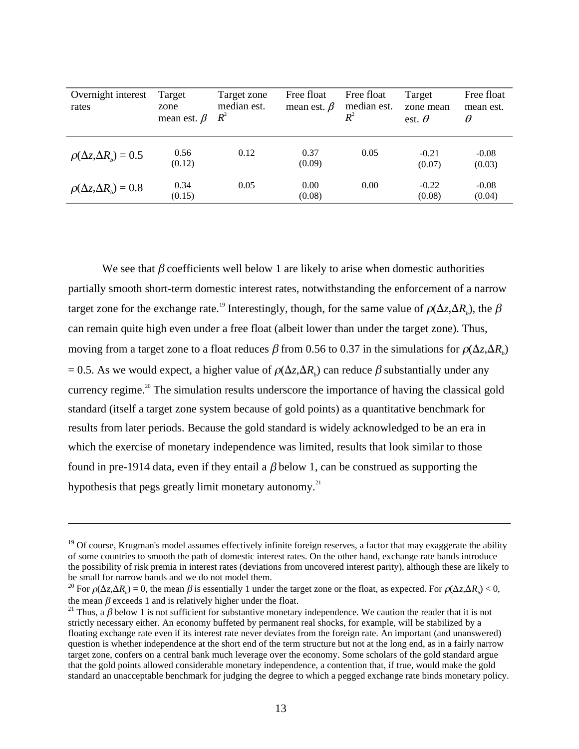| Overnight interest rates | Target zone mean est. $\beta$ | Target zone median est. $R^2$ | Free float mean est. $\beta$ | Free float median est. $R^2$ | Target zone mean est. $\theta$ | Free float mean est. $\theta$ |
|---|---|---|---|---|---|---|
| $\rho(\Delta z,\Delta R_b) = 0.5$ | 0.56 (0.12) | 0.12 | 0.37 (0.09) | 0.05 | -0.21 (0.07) | -0.08 (0.03) |
| $\rho(\Delta z,\Delta R_b) = 0.8$ | 0.34 (0.15) | 0.05 | 0.00 (0.08) | 0.00 | -0.22 (0.08) | -0.08 (0.04) |

We see that $\beta$ coefficients well below 1 are likely to arise when domestic authorities partially smooth short-term domestic interest rates, notwithstanding the enforcement of a narrow target zone for the exchange rate.[19] Interestingly, though, for the same value of $\rho(\Delta z,\Delta R_b)$, the $\beta$ can remain quite high even under a free float (albeit lower than under the target zone). Thus, moving from a target zone to a float reduces $\beta$ from 0.56 to 0.37 in the simulations for $\rho(\Delta z,\Delta R_b)$ = 0.5. As we would expect, a higher value of $\rho(\Delta z,\Delta R_b)$ can reduce $\beta$ substantially under any currency regime.[20] The simulation results underscore the importance of having the classical gold standard (itself a target zone system because of gold points) as a quantitative benchmark for results from later periods. Because the gold standard is widely acknowledged to be an era in which the exercise of monetary independence was limited, results that look similar to those found in pre-1914 data, even if they entail a $\beta$ below 1, can be construed as supporting the hypothesis that pegs greatly limit monetary autonomy.[21]

---

[19] Of course, Krugman's model assumes effectively infinite foreign reserves, a factor that may exaggerate the ability of some countries to smooth the path of domestic interest rates. On the other hand, exchange rate bands introduce the possibility of risk premia in interest rates (deviations from uncovered interest parity), although these are likely to be small for narrow bands and we do not model them.

[20] For $\rho(\Delta z,\Delta R_b) = 0$, the mean $\beta$ is essentially 1 under the target zone or the float, as expected. For $\rho(\Delta z,\Delta R_b) < 0$, the mean $\beta$ exceeds 1 and is relatively higher under the float.

[21] Thus, a $\beta$ below 1 is not sufficient for substantive monetary independence. We caution the reader that it is not strictly necessary either. An economy buffeted by permanent real shocks, for example, will be stabilized by a floating exchange rate even if its interest rate never deviates from the foreign rate. An important (and unanswered) question is whether independence at the short end of the term structure but not at the long end, as in a fairly narrow target zone, confers on a central bank much leverage over the economy. Some scholars of the gold standard argue that the gold points allowed considerable monetary independence, a contention that, if true, would make the gold standard an unacceptable benchmark for judging the degree to which a pegged exchange rate binds monetary policy.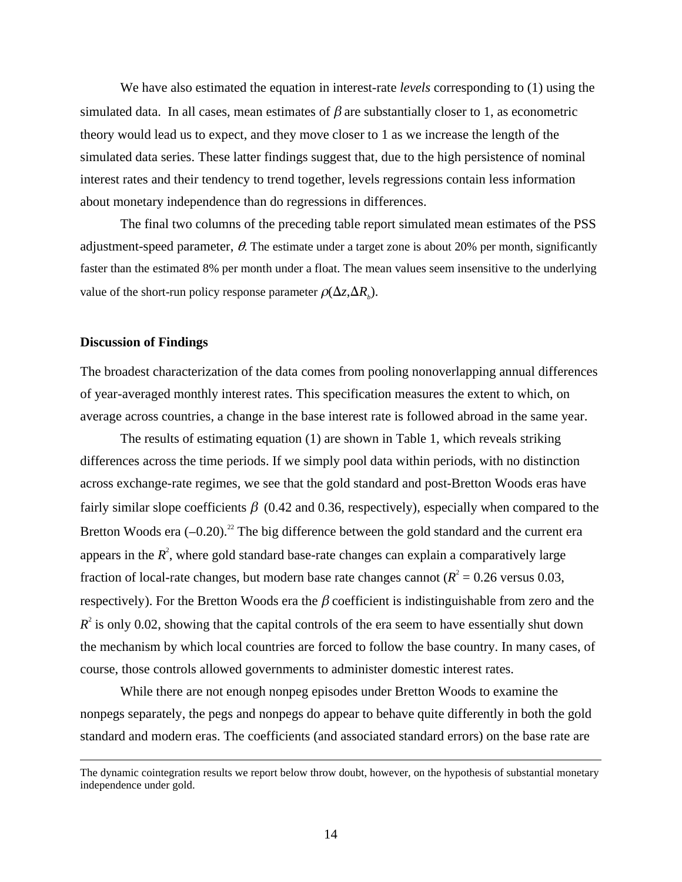We have also estimated the equation in interest-rate *levels* corresponding to (1) using the simulated data. In all cases, mean estimates of $\beta$ are substantially closer to 1, as econometric theory would lead us to expect, and they move closer to 1 as we increase the length of the simulated data series. These latter findings suggest that, due to the high persistence of nominal interest rates and their tendency to trend together, levels regressions contain less information about monetary independence than do regressions in differences.

The final two columns of the preceding table report simulated mean estimates of the PSS adjustment-speed parameter, $\theta$. The estimate under a target zone is about 20% per month, significantly faster than the estimated 8% per month under a float. The mean values seem insensitive to the underlying value of the short-run policy response parameter $\rho(\Delta z, \Delta R_b)$.

### Discussion of Findings

The broadest characterization of the data comes from pooling nonoverlapping annual differences of year-averaged monthly interest rates. This specification measures the extent to which, on average across countries, a change in the base interest rate is followed abroad in the same year.

The results of estimating equation (1) are shown in Table 1, which reveals striking differences across the time periods. If we simply pool data within periods, with no distinction across exchange-rate regimes, we see that the gold standard and post-Bretton Woods eras have fairly similar slope coefficients $\beta$ (0.42 and 0.36, respectively), especially when compared to the Bretton Woods era (–0.20).[22] The big difference between the gold standard and the current era appears in the $R^2$, where gold standard base-rate changes can explain a comparatively large fraction of local-rate changes, but modern base rate changes cannot ($R^2$ = 0.26 versus 0.03, respectively). For the Bretton Woods era the $\beta$ coefficient is indistinguishable from zero and the $R^2$ is only 0.02, showing that the capital controls of the era seem to have essentially shut down the mechanism by which local countries are forced to follow the base country. In many cases, of course, those controls allowed governments to administer domestic interest rates.

While there are not enough nonpeg episodes under Bretton Woods to examine the nonpegs separately, the pegs and nonpegs do appear to behave quite differently in both the gold standard and modern eras. The coefficients (and associated standard errors) on the base rate are

---

The dynamic cointegration results we report below throw doubt, however, on the hypothesis of substantial monetary independence under gold.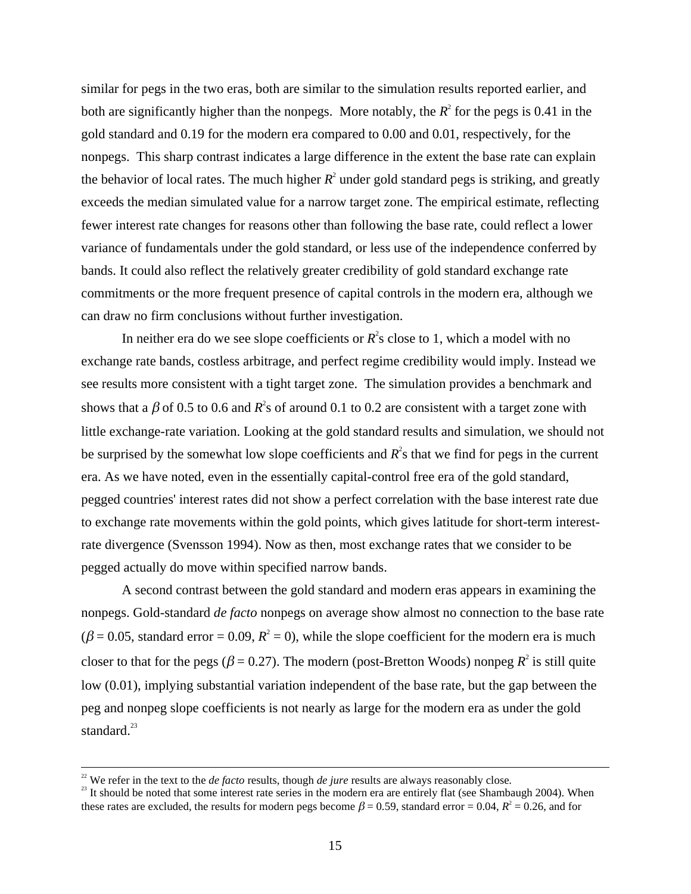similar for pegs in the two eras, both are similar to the simulation results reported earlier, and both are significantly higher than the nonpegs. More notably, the $R^2$ for the pegs is 0.41 in the gold standard and 0.19 for the modern era compared to 0.00 and 0.01, respectively, for the nonpegs. This sharp contrast indicates a large difference in the extent the base rate can explain the behavior of local rates. The much higher $R^2$ under gold standard pegs is striking, and greatly exceeds the median simulated value for a narrow target zone. The empirical estimate, reflecting fewer interest rate changes for reasons other than following the base rate, could reflect a lower variance of fundamentals under the gold standard, or less use of the independence conferred by bands. It could also reflect the relatively greater credibility of gold standard exchange rate commitments or the more frequent presence of capital controls in the modern era, although we can draw no firm conclusions without further investigation.

In neither era do we see slope coefficients or $R^2$s close to 1, which a model with no exchange rate bands, costless arbitrage, and perfect regime credibility would imply. Instead we see results more consistent with a tight target zone. The simulation provides a benchmark and shows that a $\beta$ of 0.5 to 0.6 and $R^2$s of around 0.1 to 0.2 are consistent with a target zone with little exchange-rate variation. Looking at the gold standard results and simulation, we should not be surprised by the somewhat low slope coefficients and $R^2$s that we find for pegs in the current era. As we have noted, even in the essentially capital-control free era of the gold standard, pegged countries' interest rates did not show a perfect correlation with the base interest rate due to exchange rate movements within the gold points, which gives latitude for short-term interest-rate divergence (Svensson 1994). Now as then, most exchange rates that we consider to be pegged actually do move within specified narrow bands.

A second contrast between the gold standard and modern eras appears in examining the nonpegs. Gold-standard *de facto* nonpegs on average show almost no connection to the base rate ($\beta$ = 0.05, standard error = 0.09, $R^2$ = 0), while the slope coefficient for the modern era is much closer to that for the pegs ($\beta$ = 0.27). The modern (post-Bretton Woods) nonpeg $R^2$ is still quite low (0.01), implying substantial variation independent of the base rate, but the gap between the peg and nonpeg slope coefficients is not nearly as large for the modern era as under the gold standard.[23]

---

[22] We refer in the text to the *de facto* results, though *de jure* results are always reasonably close.

[23] It should be noted that some interest rate series in the modern era are entirely flat (see Shambaugh 2004). When these rates are excluded, the results for modern pegs become $\beta$ = 0.59, standard error = 0.04, $R^2$ = 0.26, and for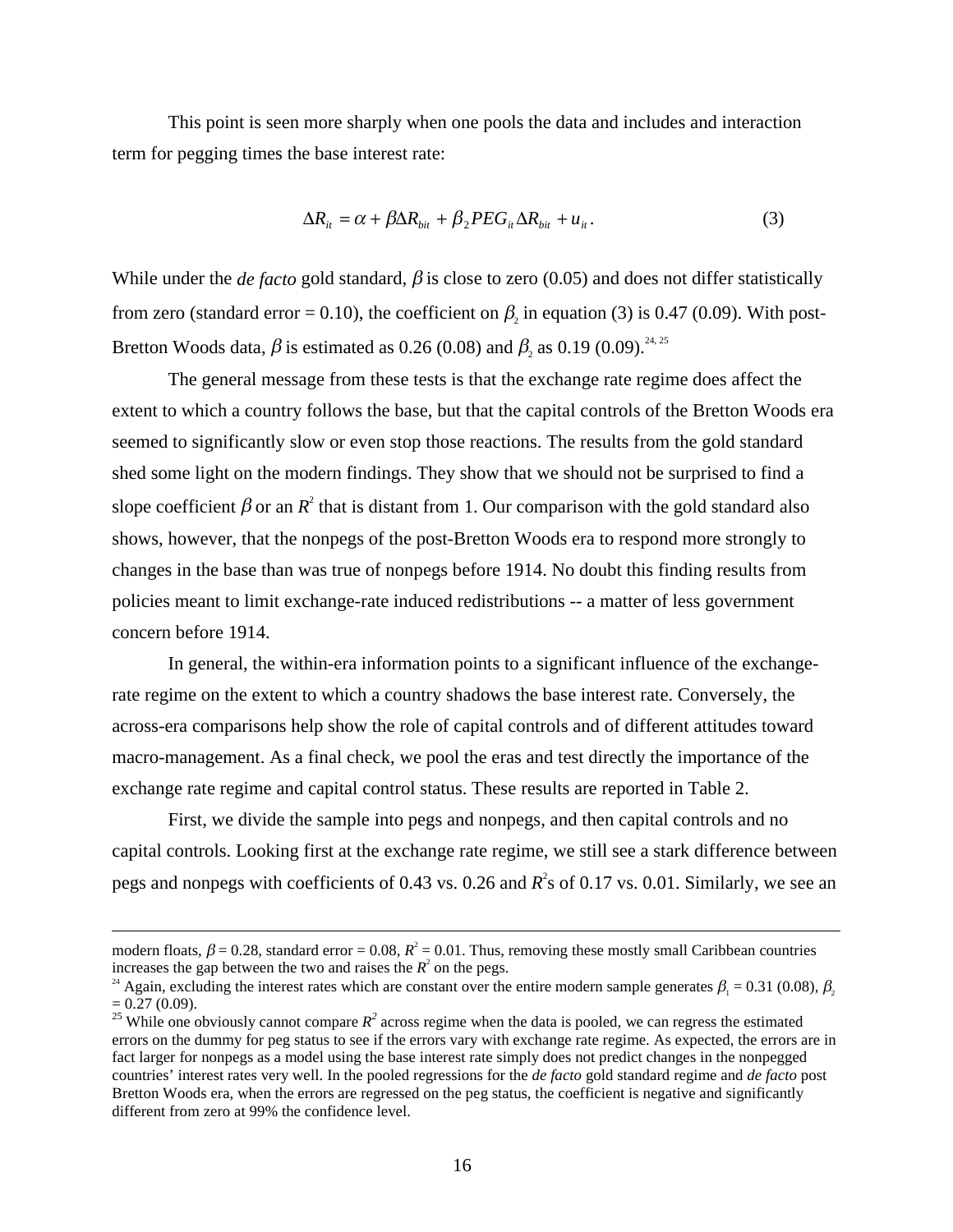This point is seen more sharply when one pools the data and includes and interaction term for pegging times the base interest rate:

$$\Delta R_{it} = \alpha + \beta \Delta R_{bit} + \beta_2 PEG_{it} \Delta R_{bit} + u_{it}. \tag{3}$$

While under the *de facto* gold standard, $\beta$ is close to zero (0.05) and does not differ statistically from zero (standard error = 0.10), the coefficient on $\beta_2$ in equation (3) is 0.47 (0.09). With post-Bretton Woods data, $\beta$ is estimated as 0.26 (0.08) and $\beta_2$ as 0.19 (0.09).[24, 25]

The general message from these tests is that the exchange rate regime does affect the extent to which a country follows the base, but that the capital controls of the Bretton Woods era seemed to significantly slow or even stop those reactions. The results from the gold standard shed some light on the modern findings. They show that we should not be surprised to find a slope coefficient $\beta$ or an $R^2$ that is distant from 1. Our comparison with the gold standard also shows, however, that the nonpegs of the post-Bretton Woods era to respond more strongly to changes in the base than was true of nonpegs before 1914. No doubt this finding results from policies meant to limit exchange-rate induced redistributions -- a matter of less government concern before 1914.

In general, the within-era information points to a significant influence of the exchange-rate regime on the extent to which a country shadows the base interest rate. Conversely, the across-era comparisons help show the role of capital controls and of different attitudes toward macro-management. As a final check, we pool the eras and test directly the importance of the exchange rate regime and capital control status. These results are reported in Table 2.

First, we divide the sample into pegs and nonpegs, and then capital controls and no capital controls. Looking first at the exchange rate regime, we still see a stark difference between pegs and nonpegs with coefficients of 0.43 vs. 0.26 and $R^2$s of 0.17 vs. 0.01. Similarly, we see an

---

modern floats, $\beta$ = 0.28, standard error = 0.08, $R^2$ = 0.01. Thus, removing these mostly small Caribbean countries increases the gap between the two and raises the $R^2$ on the pegs.

[24] Again, excluding the interest rates which are constant over the entire modern sample generates $\beta_1$ = 0.31 (0.08), $\beta_2$ = 0.27 (0.09).

[25] While one obviously cannot compare $R^2$ across regime when the data is pooled, we can regress the estimated errors on the dummy for peg status to see if the errors vary with exchange rate regime. As expected, the errors are in fact larger for nonpegs as a model using the base interest rate simply does not predict changes in the nonpegged countries' interest rates very well. In the pooled regressions for the *de facto* gold standard regime and *de facto* post Bretton Woods era, when the errors are regressed on the peg status, the coefficient is negative and significantly different from zero at 99% the confidence level.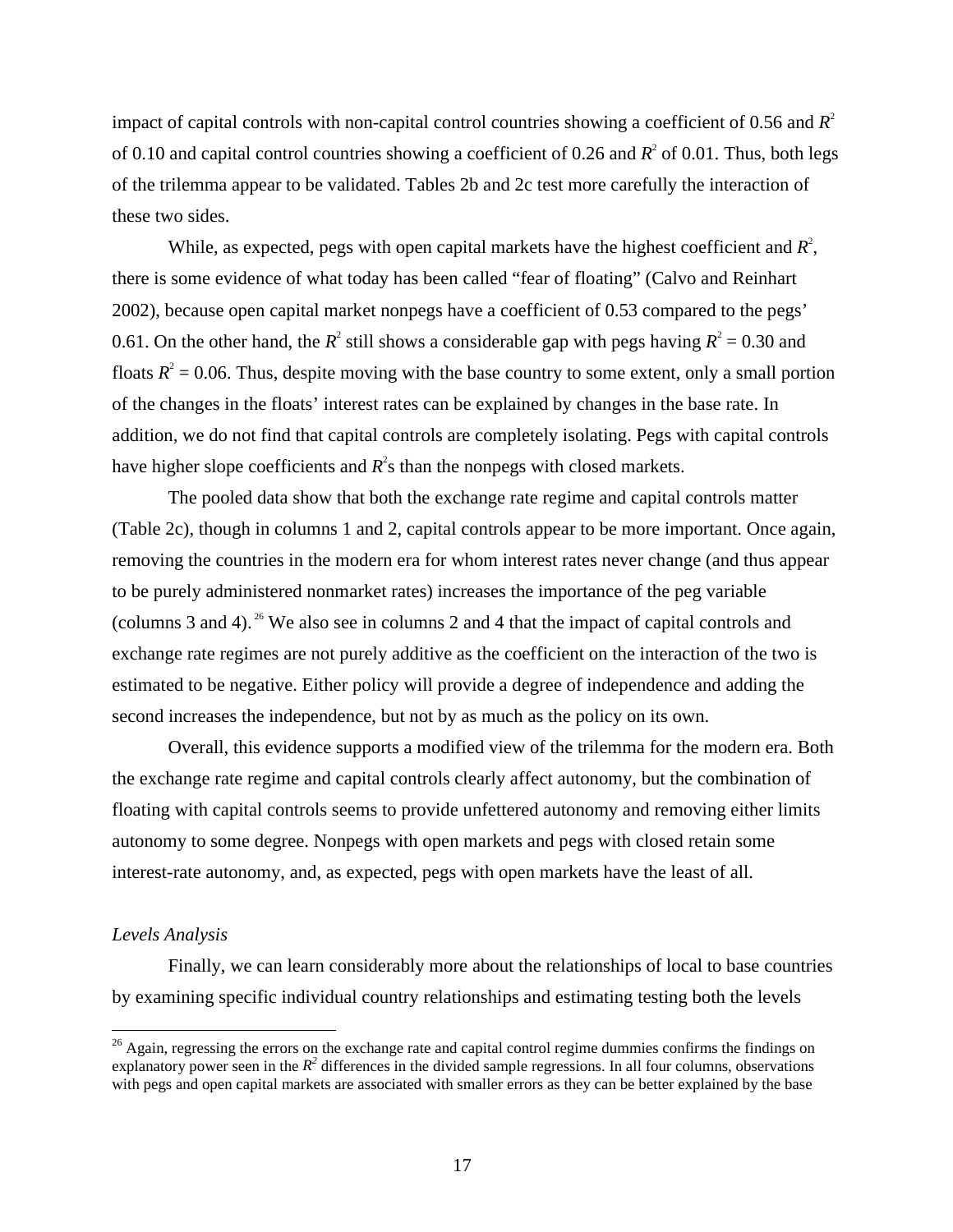impact of capital controls with non-capital control countries showing a coefficient of 0.56 and $R^2$ of 0.10 and capital control countries showing a coefficient of 0.26 and $R^2$ of 0.01. Thus, both legs of the trilemma appear to be validated. Tables 2b and 2c test more carefully the interaction of these two sides.

While, as expected, pegs with open capital markets have the highest coefficient and $R^2$, there is some evidence of what today has been called "fear of floating" (Calvo and Reinhart 2002), because open capital market nonpegs have a coefficient of 0.53 compared to the pegs' 0.61. On the other hand, the $R^2$ still shows a considerable gap with pegs having $R^2 = 0.30$ and floats $R^2 = 0.06$. Thus, despite moving with the base country to some extent, only a small portion of the changes in the floats' interest rates can be explained by changes in the base rate. In addition, we do not find that capital controls are completely isolating. Pegs with capital controls have higher slope coefficients and $R^2$s than the nonpegs with closed markets.

The pooled data show that both the exchange rate regime and capital controls matter (Table 2c), though in columns 1 and 2, capital controls appear to be more important. Once again, removing the countries in the modern era for whom interest rates never change (and thus appear to be purely administered nonmarket rates) increases the importance of the peg variable (columns 3 and 4).[26] We also see in columns 2 and 4 that the impact of capital controls and exchange rate regimes are not purely additive as the coefficient on the interaction of the two is estimated to be negative. Either policy will provide a degree of independence and adding the second increases the independence, but not by as much as the policy on its own.

Overall, this evidence supports a modified view of the trilemma for the modern era. Both the exchange rate regime and capital controls clearly affect autonomy, but the combination of floating with capital controls seems to provide unfettered autonomy and removing either limits autonomy to some degree. Nonpegs with open markets and pegs with closed retain some interest-rate autonomy, and, as expected, pegs with open markets have the least of all.

*Levels Analysis*

Finally, we can learn considerably more about the relationships of local to base countries by examining specific individual country relationships and estimating testing both the levels

[26] Again, regressing the errors on the exchange rate and capital control regime dummies confirms the findings on explanatory power seen in the $R^2$ differences in the divided sample regressions. In all four columns, observations with pegs and open capital markets are associated with smaller errors as they can be better explained by the base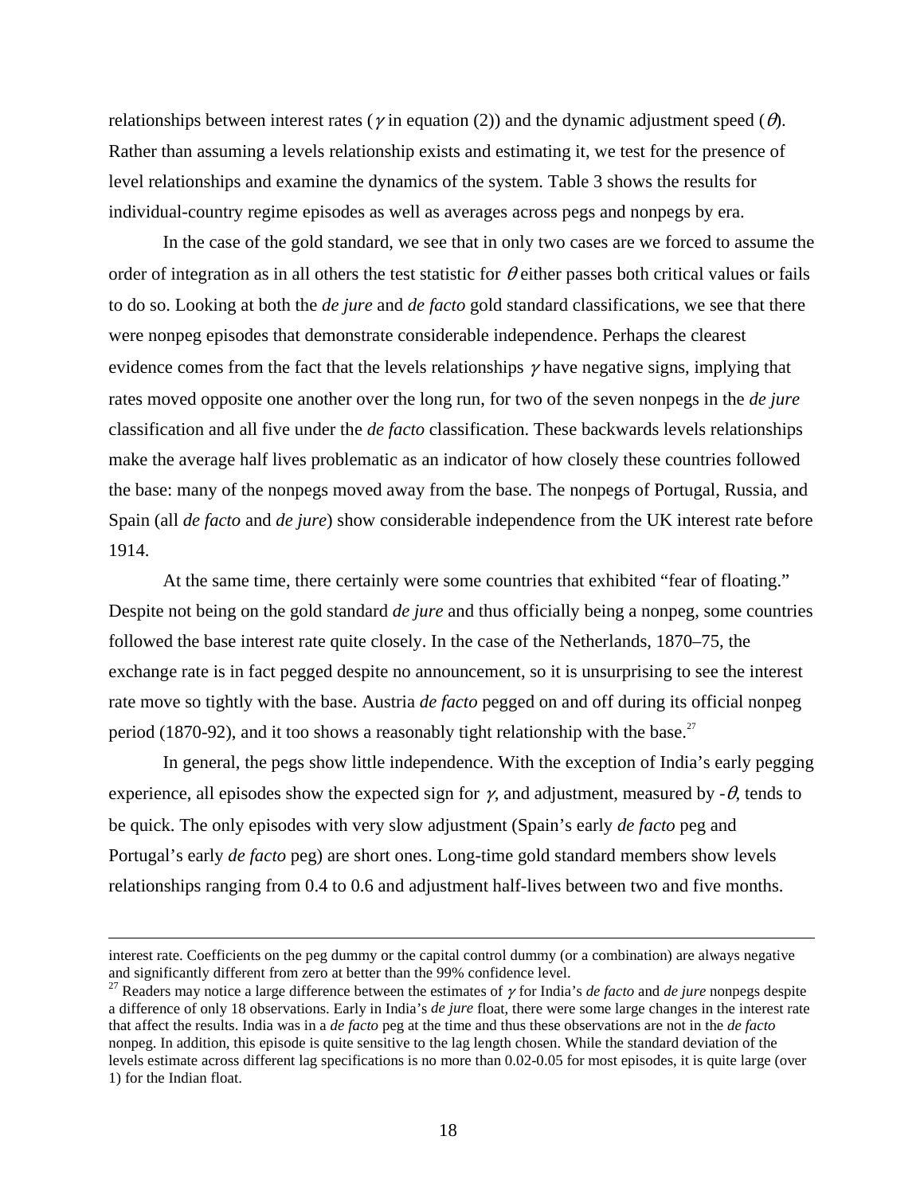relationships between interest rates ($\gamma$ in equation (2)) and the dynamic adjustment speed ($\theta$). Rather than assuming a levels relationship exists and estimating it, we test for the presence of level relationships and examine the dynamics of the system. Table 3 shows the results for individual-country regime episodes as well as averages across pegs and nonpegs by era.

In the case of the gold standard, we see that in only two cases are we forced to assume the order of integration as in all others the test statistic for $\theta$ either passes both critical values or fails to do so. Looking at both the *de jure* and *de facto* gold standard classifications, we see that there were nonpeg episodes that demonstrate considerable independence. Perhaps the clearest evidence comes from the fact that the levels relationships $\gamma$ have negative signs, implying that rates moved opposite one another over the long run, for two of the seven nonpegs in the *de jure* classification and all five under the *de facto* classification. These backwards levels relationships make the average half lives problematic as an indicator of how closely these countries followed the base: many of the nonpegs moved away from the base. The nonpegs of Portugal, Russia, and Spain (all *de facto* and *de jure*) show considerable independence from the UK interest rate before 1914.

At the same time, there certainly were some countries that exhibited "fear of floating." Despite not being on the gold standard *de jure* and thus officially being a nonpeg, some countries followed the base interest rate quite closely. In the case of the Netherlands, 1870–75, the exchange rate is in fact pegged despite no announcement, so it is unsurprising to see the interest rate move so tightly with the base. Austria *de facto* pegged on and off during its official nonpeg period (1870-92), and it too shows a reasonably tight relationship with the base.[27]

In general, the pegs show little independence. With the exception of India's early pegging experience, all episodes show the expected sign for $\gamma$, and adjustment, measured by $-\theta$, tends to be quick. The only episodes with very slow adjustment (Spain's early *de facto* peg and Portugal's early *de facto* peg) are short ones. Long-time gold standard members show levels relationships ranging from 0.4 to 0.6 and adjustment half-lives between two and five months.

---

interest rate. Coefficients on the peg dummy or the capital control dummy (or a combination) are always negative and significantly different from zero at better than the 99% confidence level.

[27] Readers may notice a large difference between the estimates of $\gamma$ for India's *de facto* and *de jure* nonpegs despite a difference of only 18 observations. Early in India's *de jure* float, there were some large changes in the interest rate that affect the results. India was in a *de facto* peg at the time and thus these observations are not in the *de facto* nonpeg. In addition, this episode is quite sensitive to the lag length chosen. While the standard deviation of the levels estimate across different lag specifications is no more than 0.02-0.05 for most episodes, it is quite large (over 1) for the Indian float.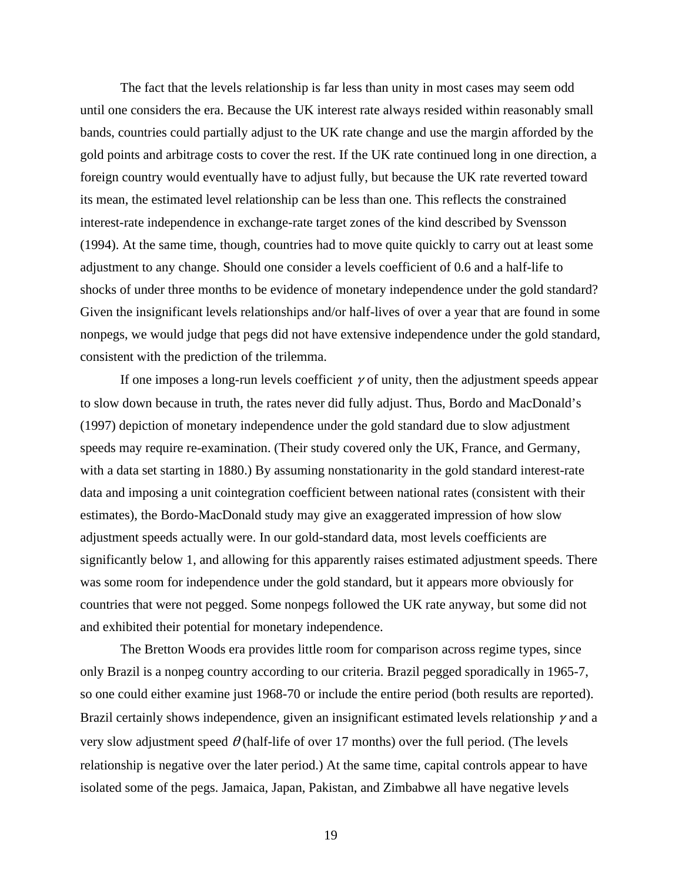The fact that the levels relationship is far less than unity in most cases may seem odd until one considers the era. Because the UK interest rate always resided within reasonably small bands, countries could partially adjust to the UK rate change and use the margin afforded by the gold points and arbitrage costs to cover the rest. If the UK rate continued long in one direction, a foreign country would eventually have to adjust fully, but because the UK rate reverted toward its mean, the estimated level relationship can be less than one. This reflects the constrained interest-rate independence in exchange-rate target zones of the kind described by Svensson (1994). At the same time, though, countries had to move quite quickly to carry out at least some adjustment to any change. Should one consider a levels coefficient of 0.6 and a half-life to shocks of under three months to be evidence of monetary independence under the gold standard? Given the insignificant levels relationships and/or half-lives of over a year that are found in some nonpegs, we would judge that pegs did not have extensive independence under the gold standard, consistent with the prediction of the trilemma.

If one imposes a long-run levels coefficient $\gamma$ of unity, then the adjustment speeds appear to slow down because in truth, the rates never did fully adjust. Thus, Bordo and MacDonald's (1997) depiction of monetary independence under the gold standard due to slow adjustment speeds may require re-examination. (Their study covered only the UK, France, and Germany, with a data set starting in 1880.) By assuming nonstationarity in the gold standard interest-rate data and imposing a unit cointegration coefficient between national rates (consistent with their estimates), the Bordo-MacDonald study may give an exaggerated impression of how slow adjustment speeds actually were. In our gold-standard data, most levels coefficients are significantly below 1, and allowing for this apparently raises estimated adjustment speeds. There was some room for independence under the gold standard, but it appears more obviously for countries that were not pegged. Some nonpegs followed the UK rate anyway, but some did not and exhibited their potential for monetary independence.

The Bretton Woods era provides little room for comparison across regime types, since only Brazil is a nonpeg country according to our criteria. Brazil pegged sporadically in 1965-7, so one could either examine just 1968-70 or include the entire period (both results are reported). Brazil certainly shows independence, given an insignificant estimated levels relationship $\gamma$ and a very slow adjustment speed $\theta$ (half-life of over 17 months) over the full period. (The levels relationship is negative over the later period.) At the same time, capital controls appear to have isolated some of the pegs. Jamaica, Japan, Pakistan, and Zimbabwe all have negative levels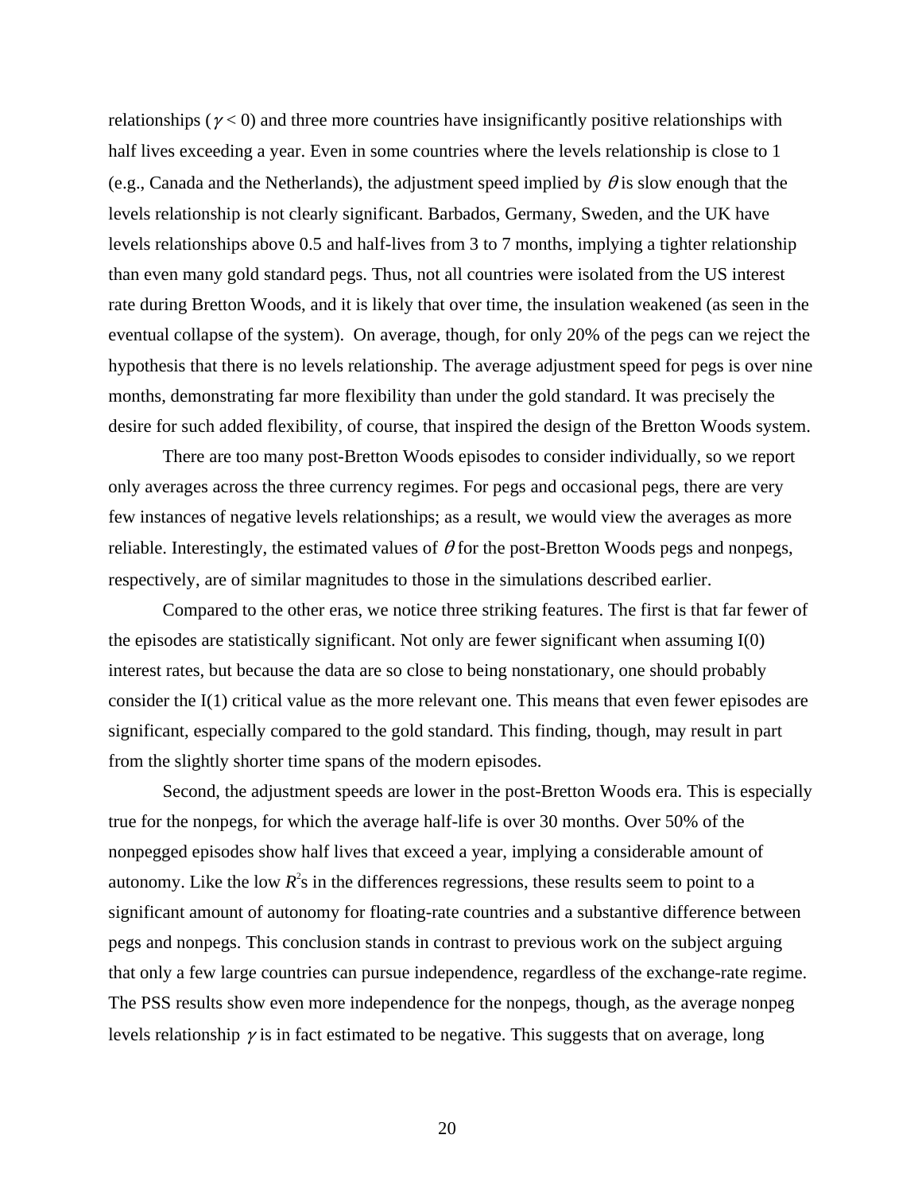relationships ($\gamma < 0$) and three more countries have insignificantly positive relationships with half lives exceeding a year. Even in some countries where the levels relationship is close to 1 (e.g., Canada and the Netherlands), the adjustment speed implied by $\theta$ is slow enough that the levels relationship is not clearly significant. Barbados, Germany, Sweden, and the UK have levels relationships above 0.5 and half-lives from 3 to 7 months, implying a tighter relationship than even many gold standard pegs. Thus, not all countries were isolated from the US interest rate during Bretton Woods, and it is likely that over time, the insulation weakened (as seen in the eventual collapse of the system). On average, though, for only 20% of the pegs can we reject the hypothesis that there is no levels relationship. The average adjustment speed for pegs is over nine months, demonstrating far more flexibility than under the gold standard. It was precisely the desire for such added flexibility, of course, that inspired the design of the Bretton Woods system.

There are too many post-Bretton Woods episodes to consider individually, so we report only averages across the three currency regimes. For pegs and occasional pegs, there are very few instances of negative levels relationships; as a result, we would view the averages as more reliable. Interestingly, the estimated values of $\theta$ for the post-Bretton Woods pegs and nonpegs, respectively, are of similar magnitudes to those in the simulations described earlier.

Compared to the other eras, we notice three striking features. The first is that far fewer of the episodes are statistically significant. Not only are fewer significant when assuming I(0) interest rates, but because the data are so close to being nonstationary, one should probably consider the I(1) critical value as the more relevant one. This means that even fewer episodes are significant, especially compared to the gold standard. This finding, though, may result in part from the slightly shorter time spans of the modern episodes.

Second, the adjustment speeds are lower in the post-Bretton Woods era. This is especially true for the nonpegs, for which the average half-life is over 30 months. Over 50% of the nonpegged episodes show half lives that exceed a year, implying a considerable amount of autonomy. Like the low $R^2$s in the differences regressions, these results seem to point to a significant amount of autonomy for floating-rate countries and a substantive difference between pegs and nonpegs. This conclusion stands in contrast to previous work on the subject arguing that only a few large countries can pursue independence, regardless of the exchange-rate regime. The PSS results show even more independence for the nonpegs, though, as the average nonpeg levels relationship $\gamma$ is in fact estimated to be negative. This suggests that on average, long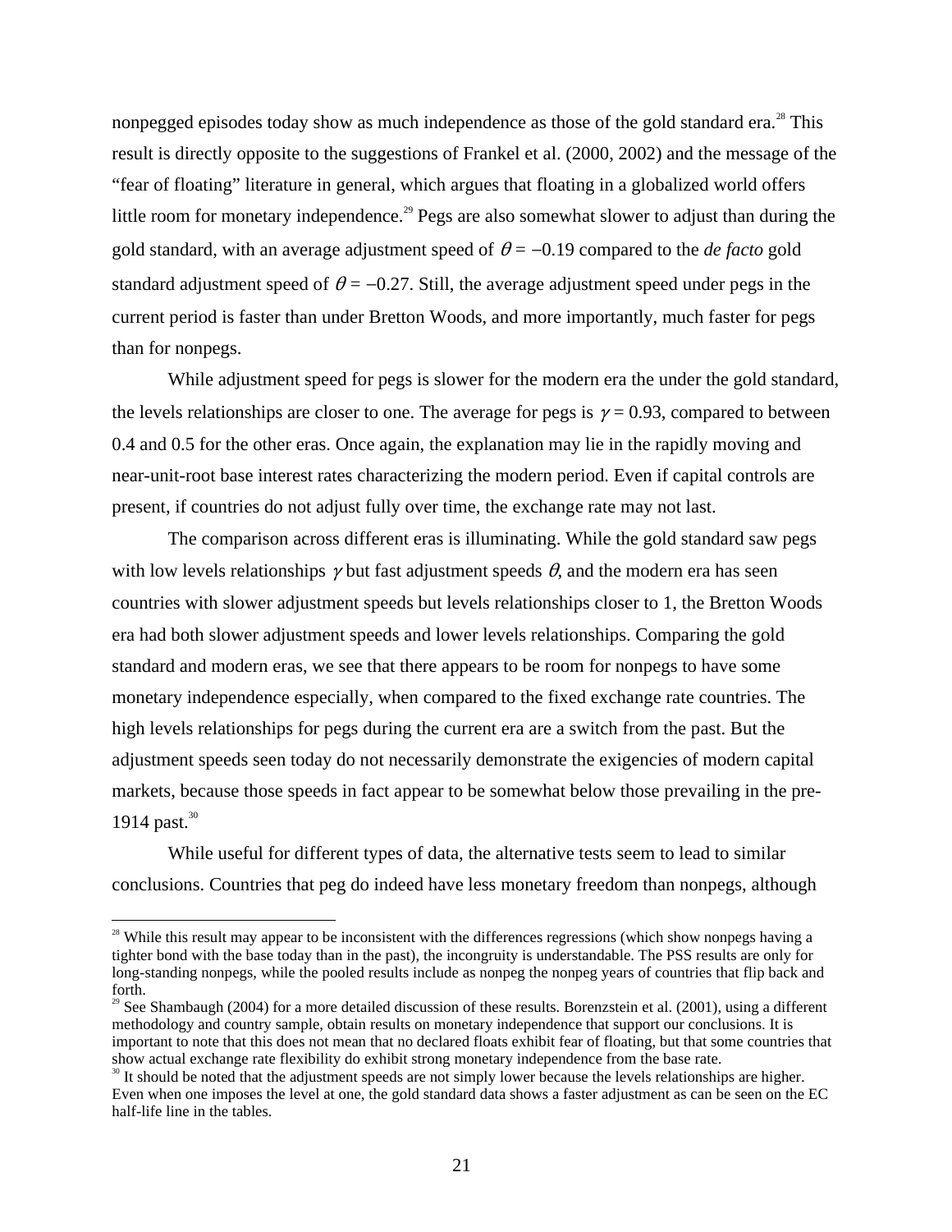nonpegged episodes today show as much independence as those of the gold standard era.[28] This result is directly opposite to the suggestions of Frankel et al. (2000, 2002) and the message of the "fear of floating" literature in general, which argues that floating in a globalized world offers little room for monetary independence.[29] Pegs are also somewhat slower to adjust than during the gold standard, with an average adjustment speed of $\theta = -0.19$ compared to the *de facto* gold standard adjustment speed of $\theta = -0.27$. Still, the average adjustment speed under pegs in the current period is faster than under Bretton Woods, and more importantly, much faster for pegs than for nonpegs.

While adjustment speed for pegs is slower for the modern era the under the gold standard, the levels relationships are closer to one. The average for pegs is $\gamma = 0.93$, compared to between 0.4 and 0.5 for the other eras. Once again, the explanation may lie in the rapidly moving and near-unit-root base interest rates characterizing the modern period. Even if capital controls are present, if countries do not adjust fully over time, the exchange rate may not last.

The comparison across different eras is illuminating. While the gold standard saw pegs with low levels relationships $\gamma$ but fast adjustment speeds $\theta$, and the modern era has seen countries with slower adjustment speeds but levels relationships closer to 1, the Bretton Woods era had both slower adjustment speeds and lower levels relationships. Comparing the gold standard and modern eras, we see that there appears to be room for nonpegs to have some monetary independence especially, when compared to the fixed exchange rate countries. The high levels relationships for pegs during the current era are a switch from the past. But the adjustment speeds seen today do not necessarily demonstrate the exigencies of modern capital markets, because those speeds in fact appear to be somewhat below those prevailing in the pre-1914 past.[30]

While useful for different types of data, the alternative tests seem to lead to similar conclusions. Countries that peg do indeed have less monetary freedom than nonpegs, although

---

[28] While this result may appear to be inconsistent with the differences regressions (which show nonpegs having a tighter bond with the base today than in the past), the incongruity is understandable. The PSS results are only for long-standing nonpegs, while the pooled results include as nonpeg the nonpeg years of countries that flip back and forth.

[29] See Shambaugh (2004) for a more detailed discussion of these results. Borenzstein et al. (2001), using a different methodology and country sample, obtain results on monetary independence that support our conclusions. It is important to note that this does not mean that no declared floats exhibit fear of floating, but that some countries that show actual exchange rate flexibility do exhibit strong monetary independence from the base rate.

[30] It should be noted that the adjustment speeds are not simply lower because the levels relationships are higher. Even when one imposes the level at one, the gold standard data shows a faster adjustment as can be seen on the EC half-life line in the tables.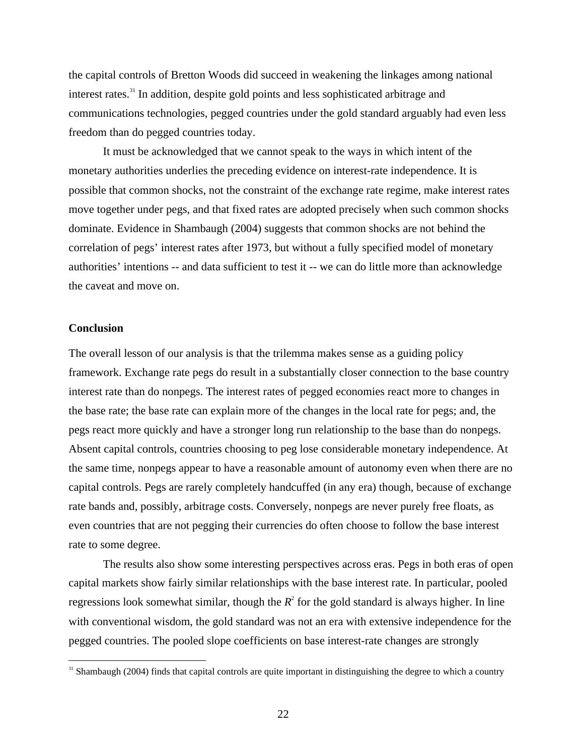the capital controls of Bretton Woods did succeed in weakening the linkages among national interest rates.[31] In addition, despite gold points and less sophisticated arbitrage and communications technologies, pegged countries under the gold standard arguably had even less freedom than do pegged countries today.

It must be acknowledged that we cannot speak to the ways in which intent of the monetary authorities underlies the preceding evidence on interest-rate independence. It is possible that common shocks, not the constraint of the exchange rate regime, make interest rates move together under pegs, and that fixed rates are adopted precisely when such common shocks dominate. Evidence in Shambaugh (2004) suggests that common shocks are not behind the correlation of pegs' interest rates after 1973, but without a fully specified model of monetary authorities' intentions -- and data sufficient to test it -- we can do little more than acknowledge the caveat and move on.

**Conclusion**

The overall lesson of our analysis is that the trilemma makes sense as a guiding policy framework. Exchange rate pegs do result in a substantially closer connection to the base country interest rate than do nonpegs. The interest rates of pegged economies react more to changes in the base rate; the base rate can explain more of the changes in the local rate for pegs; and, the pegs react more quickly and have a stronger long run relationship to the base than do nonpegs. Absent capital controls, countries choosing to peg lose considerable monetary independence. At the same time, nonpegs appear to have a reasonable amount of autonomy even when there are no capital controls. Pegs are rarely completely handcuffed (in any era) though, because of exchange rate bands and, possibly, arbitrage costs. Conversely, nonpegs are never purely free floats, as even countries that are not pegging their currencies do often choose to follow the base interest rate to some degree.

The results also show some interesting perspectives across eras. Pegs in both eras of open capital markets show fairly similar relationships with the base interest rate. In particular, pooled regressions look somewhat similar, though the $R^2$ for the gold standard is always higher. In line with conventional wisdom, the gold standard was not an era with extensive independence for the pegged countries. The pooled slope coefficients on base interest-rate changes are strongly

[31] Shambaugh (2004) finds that capital controls are quite important in distinguishing the degree to which a country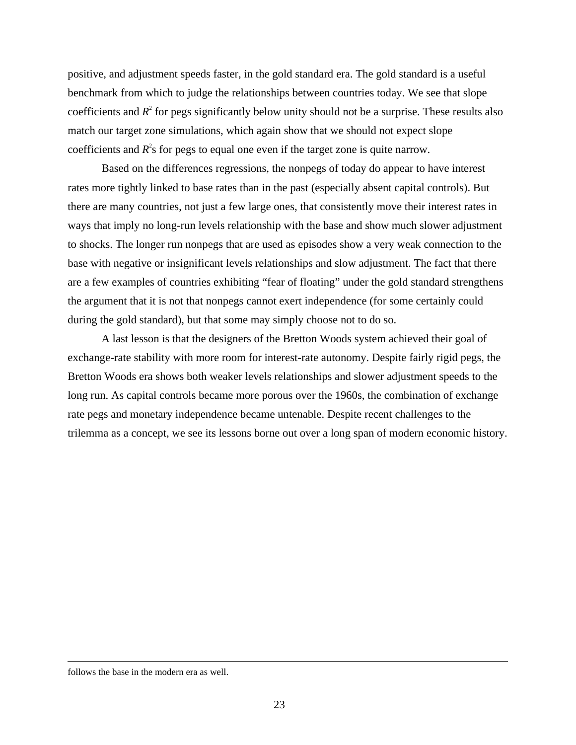positive, and adjustment speeds faster, in the gold standard era. The gold standard is a useful benchmark from which to judge the relationships between countries today. We see that slope coefficients and $R^2$ for pegs significantly below unity should not be a surprise. These results also match our target zone simulations, which again show that we should not expect slope coefficients and $R^2$s for pegs to equal one even if the target zone is quite narrow.

Based on the differences regressions, the nonpegs of today do appear to have interest rates more tightly linked to base rates than in the past (especially absent capital controls). But there are many countries, not just a few large ones, that consistently move their interest rates in ways that imply no long-run levels relationship with the base and show much slower adjustment to shocks. The longer run nonpegs that are used as episodes show a very weak connection to the base with negative or insignificant levels relationships and slow adjustment. The fact that there are a few examples of countries exhibiting "fear of floating" under the gold standard strengthens the argument that it is not that nonpegs cannot exert independence (for some certainly could during the gold standard), but that some may simply choose not to do so.

A last lesson is that the designers of the Bretton Woods system achieved their goal of exchange-rate stability with more room for interest-rate autonomy. Despite fairly rigid pegs, the Bretton Woods era shows both weaker levels relationships and slower adjustment speeds to the long run. As capital controls became more porous over the 1960s, the combination of exchange rate pegs and monetary independence became untenable. Despite recent challenges to the trilemma as a concept, we see its lessons borne out over a long span of modern economic history.

---

follows the base in the modern era as well.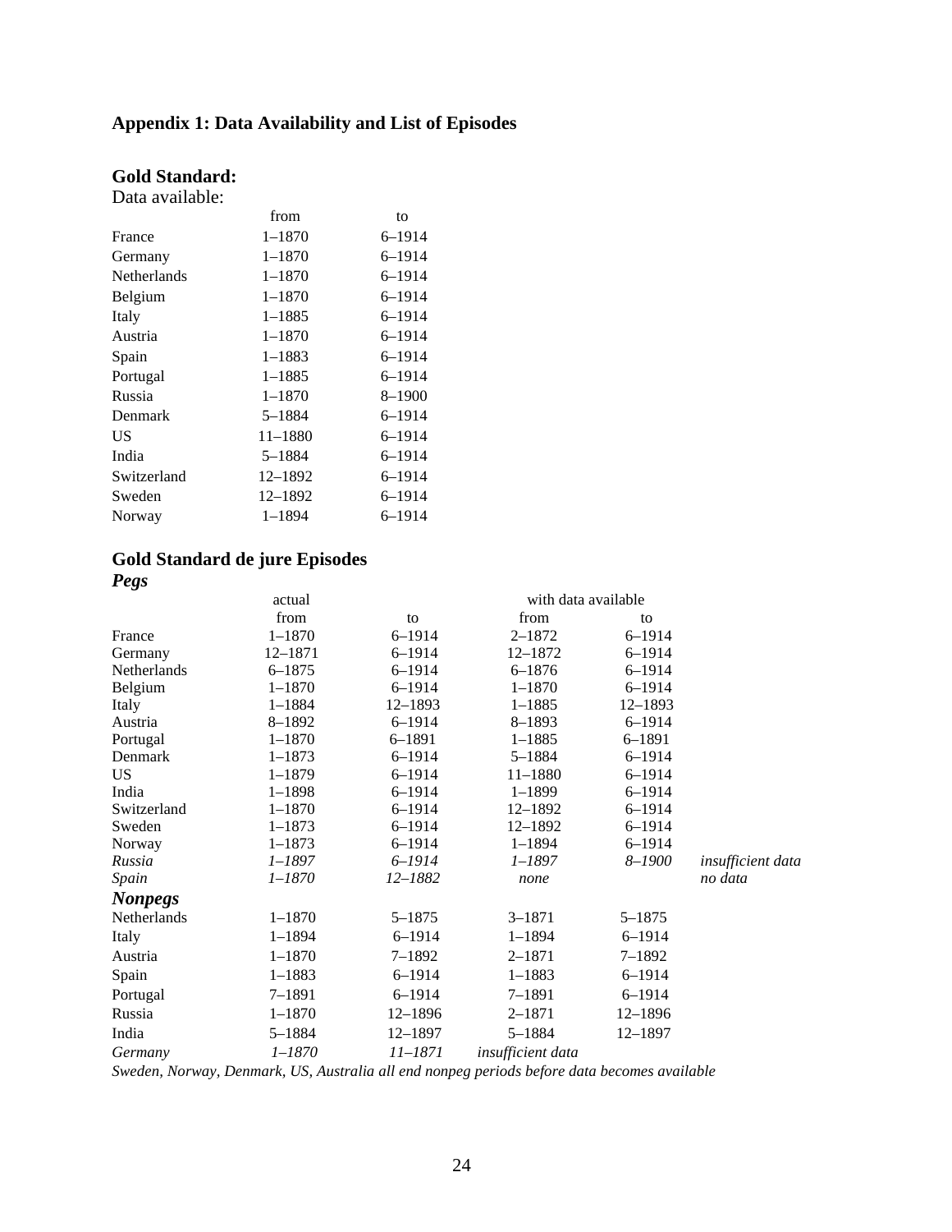## Appendix 1: Data Availability and List of Episodes

### Gold Standard:

Data available:

| | from | to |
|---|---|---|
| France | 1–1870 | 6–1914 |
| Germany | 1–1870 | 6–1914 |
| Netherlands | 1–1870 | 6–1914 |
| Belgium | 1–1870 | 6–1914 |
| Italy | 1–1885 | 6–1914 |
| Austria | 1–1870 | 6–1914 |
| Spain | 1–1883 | 6–1914 |
| Portugal | 1–1885 | 6–1914 |
| Russia | 1–1870 | 8–1900 |
| Denmark | 5–1884 | 6–1914 |
| US | 11–1880 | 6–1914 |
| India | 5–1884 | 6–1914 |
| Switzerland | 12–1892 | 6–1914 |
| Sweden | 12–1892 | 6–1914 |
| Norway | 1–1894 | 6–1914 |

### Gold Standard de jure Episodes

| | actual | | with data available | | |
|---|---|---|---|---|---|
| ***Pegs*** | from | to | from | to | |
| France | 1–1870 | 6–1914 | 2–1872 | 6–1914 | |
| Germany | 12–1871 | 6–1914 | 12–1872 | 6–1914 | |
| Netherlands | 6–1875 | 6–1914 | 6–1876 | 6–1914 | |
| Belgium | 1–1870 | 6–1914 | 1–1870 | 6–1914 | |
| Italy | 1–1884 | 12–1893 | 1–1885 | 12–1893 | |
| Austria | 8–1892 | 6–1914 | 8–1893 | 6–1914 | |
| Portugal | 1–1870 | 6–1891 | 1–1885 | 6–1891 | |
| Denmark | 1–1873 | 6–1914 | 5–1884 | 6–1914 | |
| US | 1–1879 | 6–1914 | 11–1880 | 6–1914 | |
| India | 1–1898 | 6–1914 | 1–1899 | 6–1914 | |
| Switzerland | 1–1870 | 6–1914 | 12–1892 | 6–1914 | |
| Sweden | 1–1873 | 6–1914 | 12–1892 | 6–1914 | |
| Norway | 1–1873 | 6–1914 | 1–1894 | 6–1914 | |
| *Russia* | *1–1897* | *6–1914* | *1–1897* | *8–1900* | *insufficient data* |
| *Spain* | *1–1870* | *12–1882* | *none* | | *no data* |
| ***Nonpegs*** | | | | | |
| Netherlands | 1–1870 | 5–1875 | 3–1871 | 5–1875 | |
| Italy | 1–1894 | 6–1914 | 1–1894 | 6–1914 | |
| Austria | 1–1870 | 7–1892 | 2–1871 | 7–1892 | |
| Spain | 1–1883 | 6–1914 | 1–1883 | 6–1914 | |
| Portugal | 7–1891 | 6–1914 | 7–1891 | 6–1914 | |
| Russia | 1–1870 | 12–1896 | 2–1871 | 12–1896 | |
| India | 5–1884 | 12–1897 | 5–1884 | 12–1897 | |
| *Germany* | *1–1870* | *11–1871* | *insufficient data* | | |

*Sweden, Norway, Denmark, US, Australia all end nonpeg periods before data becomes available*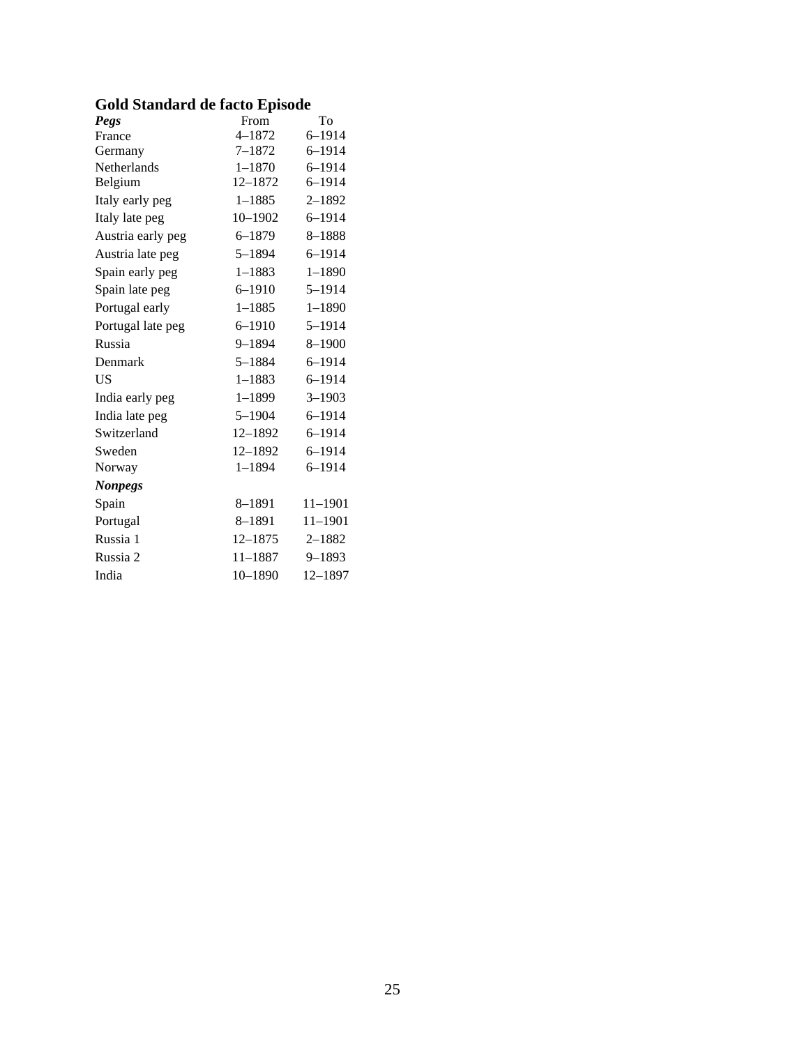## Gold Standard de facto Episode

| *Pegs* | From | To |
|---|---|---|
| France | 4–1872 | 6–1914 |
| Germany | 7–1872 | 6–1914 |
| Netherlands | 1–1870 | 6–1914 |
| Belgium | 12–1872 | 6–1914 |
| Italy early peg | 1–1885 | 2–1892 |
| Italy late peg | 10–1902 | 6–1914 |
| Austria early peg | 6–1879 | 8–1888 |
| Austria late peg | 5–1894 | 6–1914 |
| Spain early peg | 1–1883 | 1–1890 |
| Spain late peg | 6–1910 | 5–1914 |
| Portugal early | 1–1885 | 1–1890 |
| Portugal late peg | 6–1910 | 5–1914 |
| Russia | 9–1894 | 8–1900 |
| Denmark | 5–1884 | 6–1914 |
| US | 1–1883 | 6–1914 |
| India early peg | 1–1899 | 3–1903 |
| India late peg | 5–1904 | 6–1914 |
| Switzerland | 12–1892 | 6–1914 |
| Sweden | 12–1892 | 6–1914 |
| Norway | 1–1894 | 6–1914 |
| ***Nonpegs*** | | |
| Spain | 8–1891 | 11–1901 |
| Portugal | 8–1891 | 11–1901 |
| Russia 1 | 12–1875 | 2–1882 |
| Russia 2 | 11–1887 | 9–1893 |
| India | 10–1890 | 12–1897 |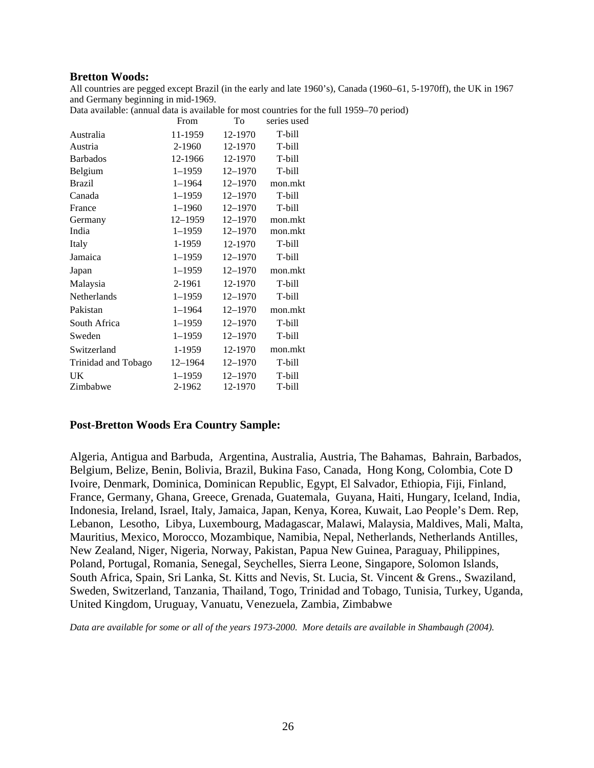**Bretton Woods:**

All countries are pegged except Brazil (in the early and late 1960's), Canada (1960–61, 5-1970ff), the UK in 1967 and Germany beginning in mid-1969.

Data available: (annual data is available for most countries for the full 1959–70 period)

| | From | To | series used |
|---|---|---|---|
| Australia | 11-1959 | 12-1970 | T-bill |
| Austria | 2-1960 | 12-1970 | T-bill |
| Barbados | 12-1966 | 12-1970 | T-bill |
| Belgium | 1–1959 | 12–1970 | T-bill |
| Brazil | 1–1964 | 12–1970 | mon.mkt |
| Canada | 1–1959 | 12–1970 | T-bill |
| France | 1–1960 | 12–1970 | T-bill |
| Germany | 12–1959 | 12–1970 | mon.mkt |
| India | 1–1959 | 12–1970 | mon.mkt |
| Italy | 1-1959 | 12-1970 | T-bill |
| Jamaica | 1–1959 | 12–1970 | T-bill |
| Japan | 1–1959 | 12–1970 | mon.mkt |
| Malaysia | 2-1961 | 12-1970 | T-bill |
| Netherlands | 1–1959 | 12–1970 | T-bill |
| Pakistan | 1–1964 | 12–1970 | mon.mkt |
| South Africa | 1–1959 | 12–1970 | T-bill |
| Sweden | 1–1959 | 12–1970 | T-bill |
| Switzerland | 1-1959 | 12-1970 | mon.mkt |
| Trinidad and Tobago | 12–1964 | 12–1970 | T-bill |
| UK | 1–1959 | 12–1970 | T-bill |
| Zimbabwe | 2-1962 | 12-1970 | T-bill |

**Post-Bretton Woods Era Country Sample:**

Algeria, Antigua and Barbuda, Argentina, Australia, Austria, The Bahamas, Bahrain, Barbados, Belgium, Belize, Benin, Bolivia, Brazil, Bukina Faso, Canada, Hong Kong, Colombia, Cote D Ivoire, Denmark, Dominica, Dominican Republic, Egypt, El Salvador, Ethiopia, Fiji, Finland, France, Germany, Ghana, Greece, Grenada, Guatemala, Guyana, Haiti, Hungary, Iceland, India, Indonesia, Ireland, Israel, Italy, Jamaica, Japan, Kenya, Korea, Kuwait, Lao People's Dem. Rep, Lebanon, Lesotho, Libya, Luxembourg, Madagascar, Malawi, Malaysia, Maldives, Mali, Malta, Mauritius, Mexico, Morocco, Mozambique, Namibia, Nepal, Netherlands, Netherlands Antilles, New Zealand, Niger, Nigeria, Norway, Pakistan, Papua New Guinea, Paraguay, Philippines, Poland, Portugal, Romania, Senegal, Seychelles, Sierra Leone, Singapore, Solomon Islands, South Africa, Spain, Sri Lanka, St. Kitts and Nevis, St. Lucia, St. Vincent & Grens., Swaziland, Sweden, Switzerland, Tanzania, Thailand, Togo, Trinidad and Tobago, Tunisia, Turkey, Uganda, United Kingdom, Uruguay, Vanuatu, Venezuela, Zambia, Zimbabwe

*Data are available for some or all of the years 1973-2000. More details are available in Shambaugh (2004).*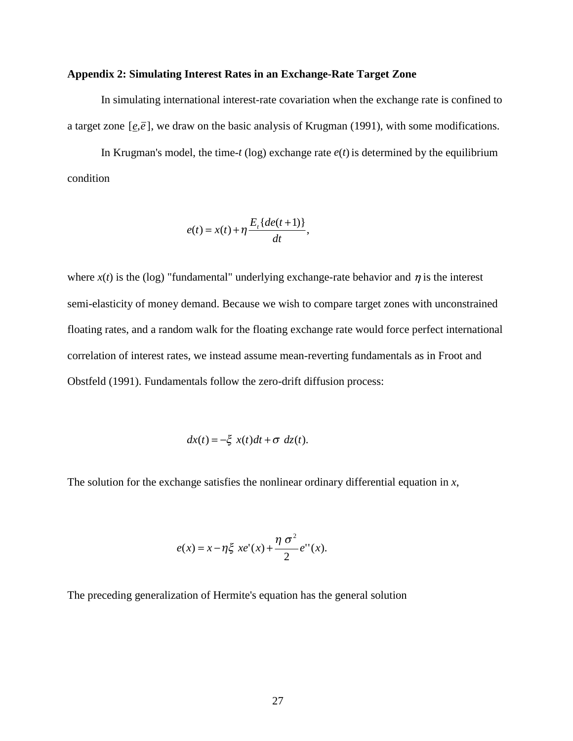**Appendix 2: Simulating Interest Rates in an Exchange-Rate Target Zone**

In simulating international interest-rate covariation when the exchange rate is confined to a target zone $[\underline{e}, \bar{e}]$, we draw on the basic analysis of Krugman (1991), with some modifications.

In Krugman's model, the time-*t* (log) exchange rate $e(t)$ is determined by the equilibrium condition

$$e(t) = x(t) + \eta \frac{E_t\{de(t+1)\}}{dt},$$

where $x(t)$ is the (log) "fundamental" underlying exchange-rate behavior and $\eta$ is the interest semi-elasticity of money demand. Because we wish to compare target zones with unconstrained floating rates, and a random walk for the floating exchange rate would force perfect international correlation of interest rates, we instead assume mean-reverting fundamentals as in Froot and Obstfeld (1991). Fundamentals follow the zero-drift diffusion process:

$$dx(t) = -\xi \; x(t)dt + \sigma \; dz(t).$$

The solution for the exchange satisfies the nonlinear ordinary differential equation in *x*,

$$e(x) = x - \eta\xi \; xe'(x) + \frac{\eta \, \sigma^2}{2} e''(x).$$

The preceding generalization of Hermite's equation has the general solution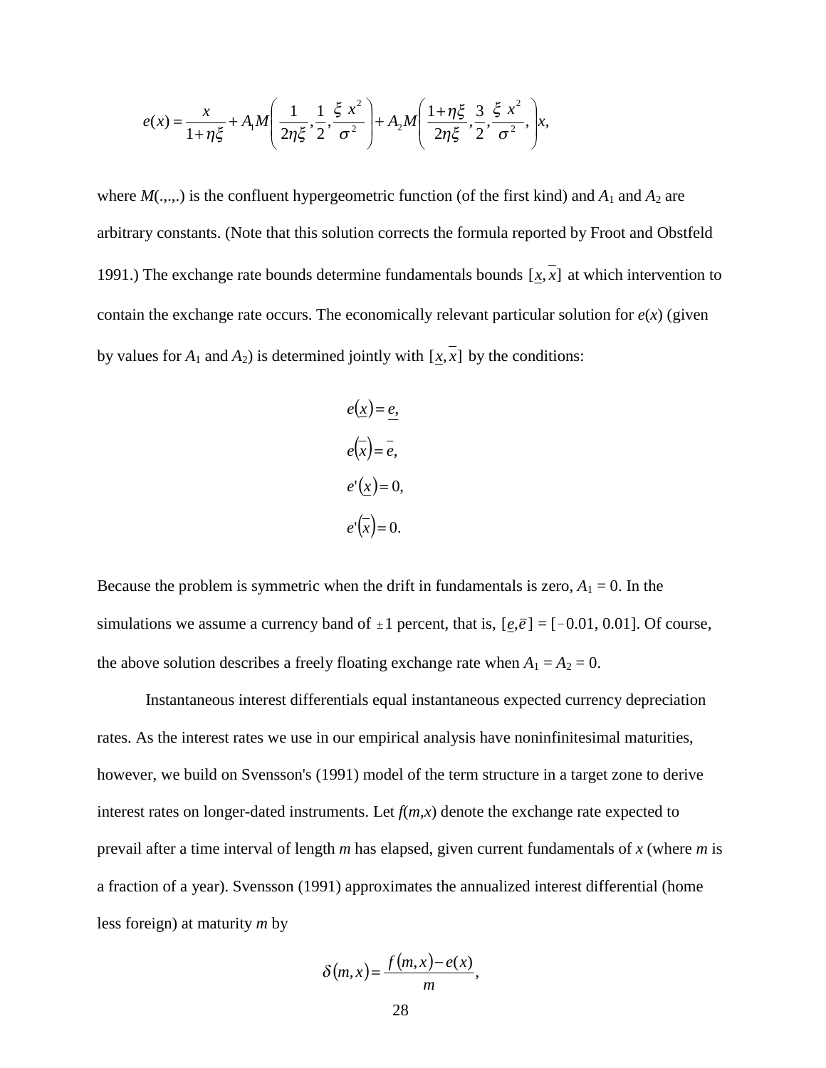$$e(x) = \frac{x}{1+\eta\xi} + A_1 M\left(\frac{1}{2\eta\xi}, \frac{1}{2}, \frac{\xi\ x^2}{\sigma^2}\right) + A_2 M\left(\frac{1+\eta\xi}{2\eta\xi}, \frac{3}{2}, \frac{\xi\ x^2}{\sigma^2},\right)x,$$

where $M(.,.,.)$ is the confluent hypergeometric function (of the first kind) and $A_1$ and $A_2$ are arbitrary constants. (Note that this solution corrects the formula reported by Froot and Obstfeld 1991.) The exchange rate bounds determine fundamentals bounds $[\underline{x}, \overline{x}]$ at which intervention to contain the exchange rate occurs. The economically relevant particular solution for $e(x)$ (given by values for $A_1$ and $A_2$) is determined jointly with $[\underline{x}, \overline{x}]$ by the conditions:

$$e(\underline{x}) = \underline{e},$$

$$e(\overline{x}) = \overline{e},$$

$$e'(\underline{x}) = 0,$$

$$e'(\overline{x}) = 0.$$

Because the problem is symmetric when the drift in fundamentals is zero, $A_1 = 0$. In the simulations we assume a currency band of $\pm 1$ percent, that is, $[\underline{e}, \overline{e}] = [-0.01, 0.01]$. Of course, the above solution describes a freely floating exchange rate when $A_1 = A_2 = 0$.

Instantaneous interest differentials equal instantaneous expected currency depreciation rates. As the interest rates we use in our empirical analysis have noninfinitesimal maturities, however, we build on Svensson's (1991) model of the term structure in a target zone to derive interest rates on longer-dated instruments. Let $f(m,x)$ denote the exchange rate expected to prevail after a time interval of length $m$ has elapsed, given current fundamentals of $x$ (where $m$ is a fraction of a year). Svensson (1991) approximates the annualized interest differential (home less foreign) at maturity $m$ by

$$\delta(m,x) = \frac{f(m,x) - e(x)}{m},$$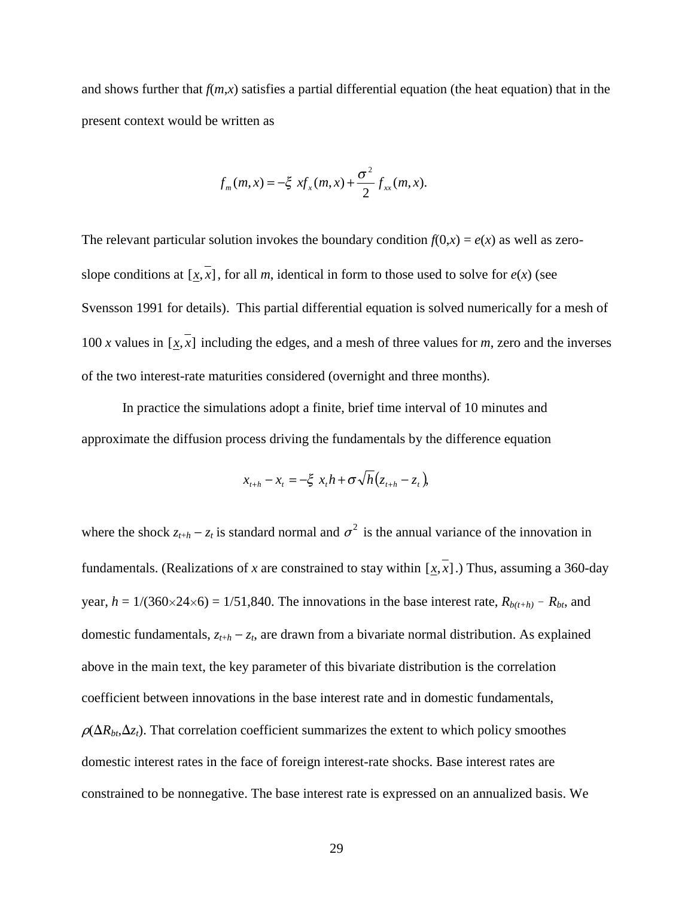and shows further that $f(m,x)$ satisfies a partial differential equation (the heat equation) that in the present context would be written as

$$f_m(m,x) = -\xi \; x f_x(m,x) + \frac{\sigma^2}{2} f_{xx}(m,x).$$

The relevant particular solution invokes the boundary condition $f(0,x) = e(x)$ as well as zero-slope conditions at $[\underline{x}, \overline{x}]$, for all $m$, identical in form to those used to solve for $e(x)$ (see Svensson 1991 for details). This partial differential equation is solved numerically for a mesh of 100 $x$ values in $[\underline{x}, \overline{x}]$ including the edges, and a mesh of three values for $m$, zero and the inverses of the two interest-rate maturities considered (overnight and three months).

In practice the simulations adopt a finite, brief time interval of 10 minutes and approximate the diffusion process driving the fundamentals by the difference equation

$$x_{t+h} - x_t = -\xi \; x_t h + \sigma \sqrt{h} \left( z_{t+h} - z_t \right),$$

where the shock $z_{t+h} - z_t$ is standard normal and $\sigma^2$ is the annual variance of the innovation in fundamentals. (Realizations of $x$ are constrained to stay within $[\underline{x}, \overline{x}]$.) Thus, assuming a 360-day year, $h = 1/(360{\times}24{\times}6) = 1/51{,}840$. The innovations in the base interest rate, $R_{b(t+h)} - R_{bt}$, and domestic fundamentals, $z_{t+h} - z_t$, are drawn from a bivariate normal distribution. As explained above in the main text, the key parameter of this bivariate distribution is the correlation coefficient between innovations in the base interest rate and in domestic fundamentals, $\rho(\Delta R_{bt}, \Delta z_t)$. That correlation coefficient summarizes the extent to which policy smoothes domestic interest rates in the face of foreign interest-rate shocks. Base interest rates are constrained to be nonnegative. The base interest rate is expressed on an annualized basis. We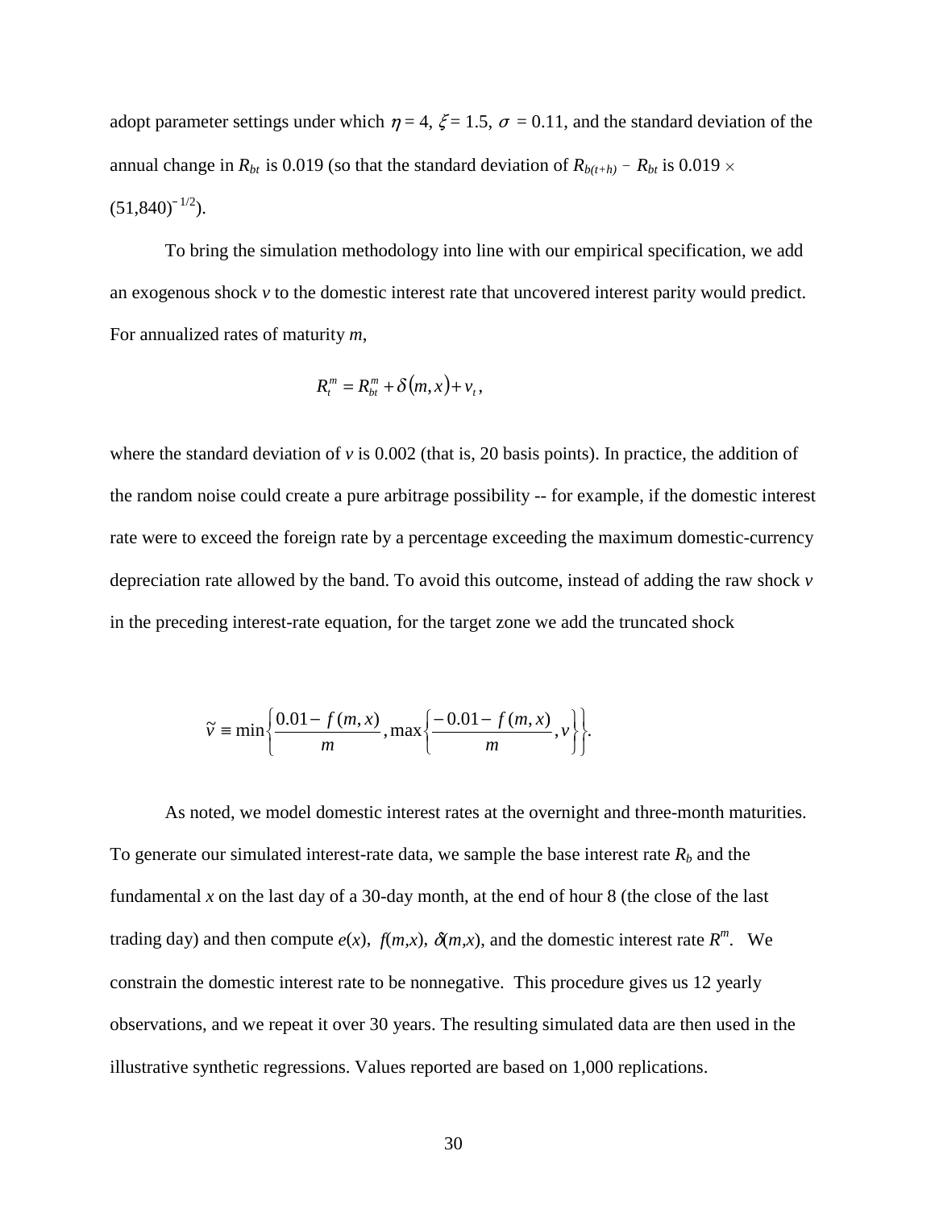adopt parameter settings under which $\eta = 4$, $\xi = 1.5$, $\sigma = 0.11$, and the standard deviation of the annual change in $R_{bt}$ is 0.019 (so that the standard deviation of $R_{b(t+h)} - R_{bt}$ is $0.019 \times (51{,}840)^{-1/2}$).

To bring the simulation methodology into line with our empirical specification, we add an exogenous shock $v$ to the domestic interest rate that uncovered interest parity would predict. For annualized rates of maturity $m$,

$$R_t^m = R_{bt}^m + \delta(m, x) + v_t,$$

where the standard deviation of $v$ is 0.002 (that is, 20 basis points). In practice, the addition of the random noise could create a pure arbitrage possibility -- for example, if the domestic interest rate were to exceed the foreign rate by a percentage exceeding the maximum domestic-currency depreciation rate allowed by the band. To avoid this outcome, instead of adding the raw shock $v$ in the preceding interest-rate equation, for the target zone we add the truncated shock

$$\tilde{v} \equiv \min\left\{\frac{0.01 - f(m,x)}{m}, \max\left\{\frac{-0.01 - f(m,x)}{m}, v\right\}\right\}.$$

As noted, we model domestic interest rates at the overnight and three-month maturities. To generate our simulated interest-rate data, we sample the base interest rate $R_b$ and the fundamental $x$ on the last day of a 30-day month, at the end of hour 8 (the close of the last trading day) and then compute $e(x)$, $f(m,x)$, $\delta(m,x)$, and the domestic interest rate $R^m$. We constrain the domestic interest rate to be nonnegative. This procedure gives us 12 yearly observations, and we repeat it over 30 years. The resulting simulated data are then used in the illustrative synthetic regressions. Values reported are based on 1,000 replications.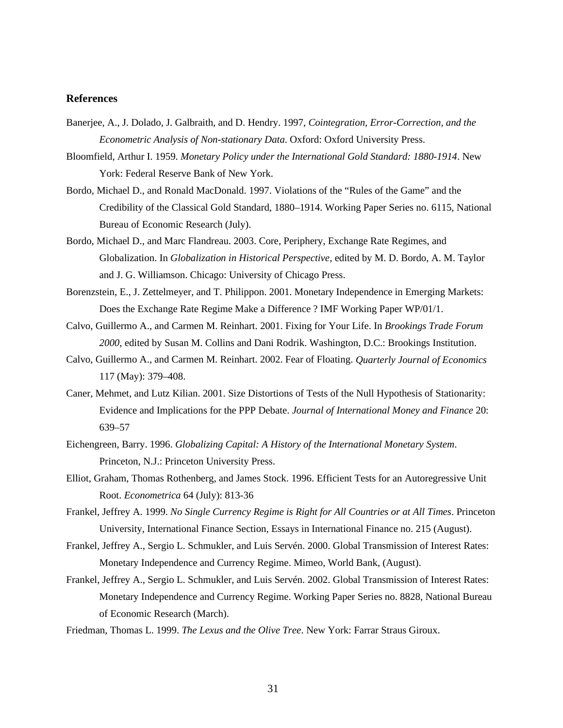### References

Banerjee, A., J. Dolado, J. Galbraith, and D. Hendry. 1997, *Cointegration, Error-Correction, and the Econometric Analysis of Non-stationary Data*. Oxford: Oxford University Press.

Bloomfield, Arthur I. 1959. *Monetary Policy under the International Gold Standard: 1880-1914*. New York: Federal Reserve Bank of New York.

Bordo, Michael D., and Ronald MacDonald. 1997. Violations of the "Rules of the Game" and the Credibility of the Classical Gold Standard, 1880–1914. Working Paper Series no. 6115, National Bureau of Economic Research (July).

Bordo, Michael D., and Marc Flandreau. 2003. Core, Periphery, Exchange Rate Regimes, and Globalization. In *Globalization in Historical Perspective*, edited by M. D. Bordo, A. M. Taylor and J. G. Williamson. Chicago: University of Chicago Press.

Borenzstein, E., J. Zettelmeyer, and T. Philippon. 2001. Monetary Independence in Emerging Markets: Does the Exchange Rate Regime Make a Difference ? IMF Working Paper WP/01/1.

Calvo, Guillermo A., and Carmen M. Reinhart. 2001. Fixing for Your Life. In *Brookings Trade Forum 2000*, edited by Susan M. Collins and Dani Rodrik. Washington, D.C.: Brookings Institution.

Calvo, Guillermo A., and Carmen M. Reinhart. 2002. Fear of Floating. *Quarterly Journal of Economics* 117 (May): 379–408.

Caner, Mehmet, and Lutz Kilian. 2001. Size Distortions of Tests of the Null Hypothesis of Stationarity: Evidence and Implications for the PPP Debate. *Journal of International Money and Finance* 20: 639–57

Eichengreen, Barry. 1996. *Globalizing Capital: A History of the International Monetary System*. Princeton, N.J.: Princeton University Press.

Elliot, Graham, Thomas Rothenberg, and James Stock. 1996. Efficient Tests for an Autoregressive Unit Root. *Econometrica* 64 (July): 813-36

Frankel, Jeffrey A. 1999. *No Single Currency Regime is Right for All Countries or at All Times*. Princeton University, International Finance Section, Essays in International Finance no. 215 (August).

Frankel, Jeffrey A., Sergio L. Schmukler, and Luis Servén. 2000. Global Transmission of Interest Rates: Monetary Independence and Currency Regime. Mimeo, World Bank, (August).

Frankel, Jeffrey A., Sergio L. Schmukler, and Luis Servén. 2002. Global Transmission of Interest Rates: Monetary Independence and Currency Regime. Working Paper Series no. 8828, National Bureau of Economic Research (March).

Friedman, Thomas L. 1999. *The Lexus and the Olive Tree*. New York: Farrar Straus Giroux.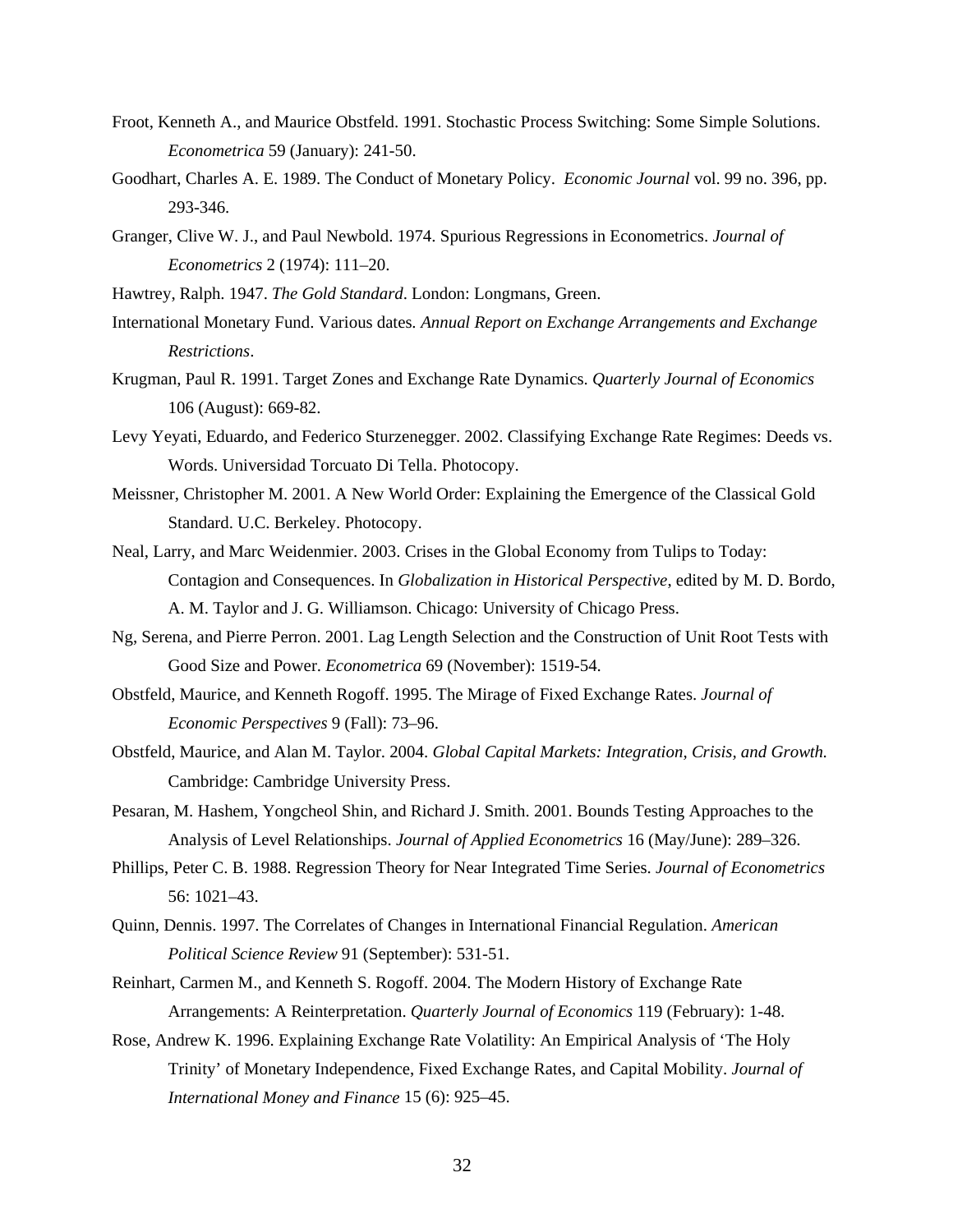Froot, Kenneth A., and Maurice Obstfeld. 1991. Stochastic Process Switching: Some Simple Solutions. *Econometrica* 59 (January): 241-50.

Goodhart, Charles A. E. 1989. The Conduct of Monetary Policy. *Economic Journal* vol. 99 no. 396, pp. 293-346.

Granger, Clive W. J., and Paul Newbold. 1974. Spurious Regressions in Econometrics. *Journal of Econometrics* 2 (1974): 111–20.

Hawtrey, Ralph. 1947. *The Gold Standard*. London: Longmans, Green.

International Monetary Fund. Various dates. *Annual Report on Exchange Arrangements and Exchange Restrictions*.

Krugman, Paul R. 1991. Target Zones and Exchange Rate Dynamics. *Quarterly Journal of Economics* 106 (August): 669-82.

Levy Yeyati, Eduardo, and Federico Sturzenegger. 2002. Classifying Exchange Rate Regimes: Deeds vs. Words. Universidad Torcuato Di Tella. Photocopy.

Meissner, Christopher M. 2001. A New World Order: Explaining the Emergence of the Classical Gold Standard. U.C. Berkeley. Photocopy.

Neal, Larry, and Marc Weidenmier. 2003. Crises in the Global Economy from Tulips to Today: Contagion and Consequences. In *Globalization in Historical Perspective*, edited by M. D. Bordo, A. M. Taylor and J. G. Williamson. Chicago: University of Chicago Press.

Ng, Serena, and Pierre Perron. 2001. Lag Length Selection and the Construction of Unit Root Tests with Good Size and Power. *Econometrica* 69 (November): 1519-54.

Obstfeld, Maurice, and Kenneth Rogoff. 1995. The Mirage of Fixed Exchange Rates. *Journal of Economic Perspectives* 9 (Fall): 73–96.

Obstfeld, Maurice, and Alan M. Taylor. 2004. *Global Capital Markets: Integration, Crisis, and Growth.* Cambridge: Cambridge University Press.

Pesaran, M. Hashem, Yongcheol Shin, and Richard J. Smith. 2001. Bounds Testing Approaches to the Analysis of Level Relationships. *Journal of Applied Econometrics* 16 (May/June): 289–326.

Phillips, Peter C. B. 1988. Regression Theory for Near Integrated Time Series. *Journal of Econometrics* 56: 1021–43.

Quinn, Dennis. 1997. The Correlates of Changes in International Financial Regulation. *American Political Science Review* 91 (September): 531-51.

Reinhart, Carmen M., and Kenneth S. Rogoff. 2004. The Modern History of Exchange Rate Arrangements: A Reinterpretation. *Quarterly Journal of Economics* 119 (February): 1-48.

Rose, Andrew K. 1996. Explaining Exchange Rate Volatility: An Empirical Analysis of 'The Holy Trinity' of Monetary Independence, Fixed Exchange Rates, and Capital Mobility. *Journal of International Money and Finance* 15 (6): 925–45.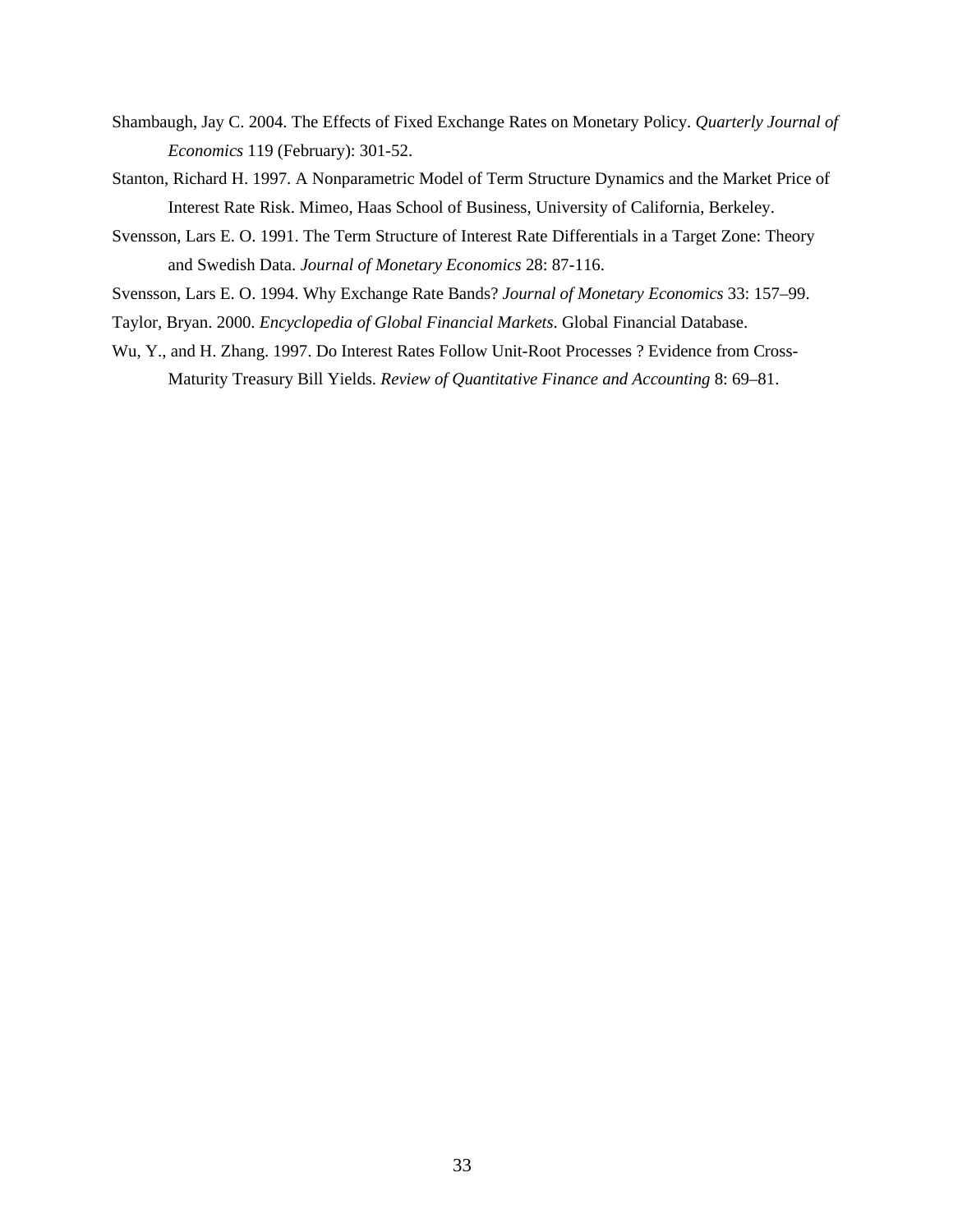Shambaugh, Jay C. 2004. The Effects of Fixed Exchange Rates on Monetary Policy. *Quarterly Journal of Economics* 119 (February): 301-52.

Stanton, Richard H. 1997. A Nonparametric Model of Term Structure Dynamics and the Market Price of Interest Rate Risk. Mimeo, Haas School of Business, University of California, Berkeley.

Svensson, Lars E. O. 1991. The Term Structure of Interest Rate Differentials in a Target Zone: Theory and Swedish Data. *Journal of Monetary Economics* 28: 87-116.

Svensson, Lars E. O. 1994. Why Exchange Rate Bands? *Journal of Monetary Economics* 33: 157–99.

Taylor, Bryan. 2000. *Encyclopedia of Global Financial Markets*. Global Financial Database.

Wu, Y., and H. Zhang. 1997. Do Interest Rates Follow Unit-Root Processes ? Evidence from Cross-Maturity Treasury Bill Yields. *Review of Quantitative Finance and Accounting* 8: 69–81.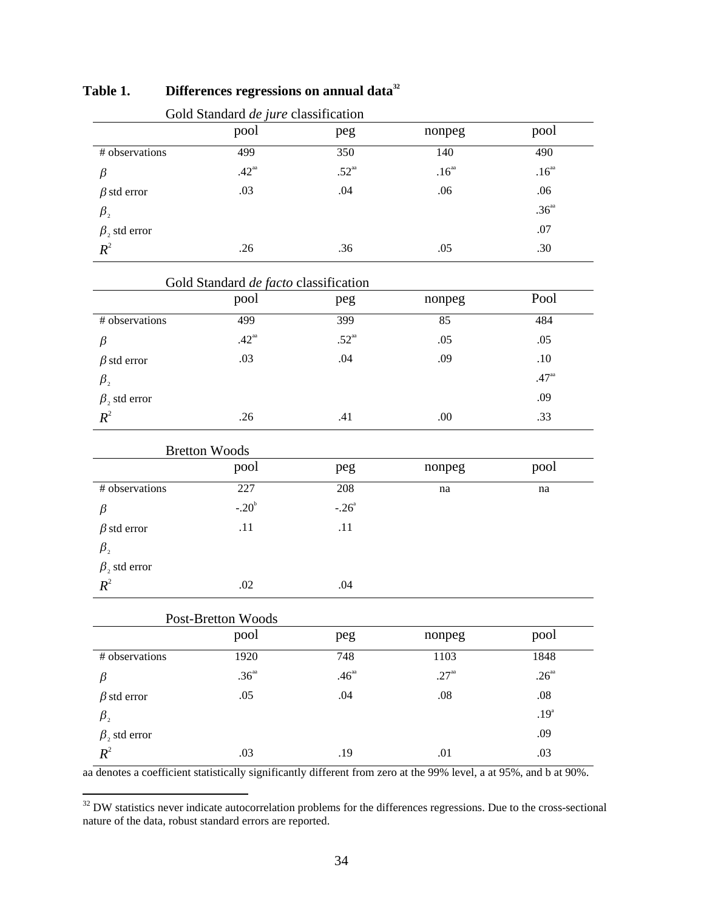**Table 1. Differences regressions on annual data**[32]

| Gold Standard *de jure* classification | pool | peg | nonpeg | pool |
|---|---|---|---|---|
| # observations | 499 | 350 | 140 | 490 |
| $\beta$ | .42[aa] | .52[aa] | .16[aa] | .16[aa] |
| $\beta$ std error | .03 | .04 | .06 | .06 |
| $\beta_2$ | | | | .36[aa] |
| $\beta_2$ std error | | | | .07 |
| $R^2$ | .26 | .36 | .05 | .30 |

| Gold Standard *de facto* classification | pool | peg | nonpeg | Pool |
|---|---|---|---|---|
| # observations | 499 | 399 | 85 | 484 |
| $\beta$ | .42[aa] | .52[aa] | .05 | .05 |
| $\beta$ std error | .03 | .04 | .09 | .10 |
| $\beta_2$ | | | | .47[aa] |
| $\beta_2$ std error | | | | .09 |
| $R^2$ | .26 | .41 | .00 | .33 |

| Bretton Woods | pool | peg | nonpeg | pool |
|---|---|---|---|---|
| # observations | 227 | 208 | na | na |
| $\beta$ | -.20[b] | -.26[a] | | |
| $\beta$ std error | .11 | .11 | | |
| $\beta_2$ | | | | |
| $\beta_2$ std error | | | | |
| $R^2$ | .02 | .04 | | |

| Post-Bretton Woods | pool | peg | nonpeg | pool |
|---|---|---|---|---|
| # observations | 1920 | 748 | 1103 | 1848 |
| $\beta$ | .36[aa] | .46[aa] | .27[aa] | .26[aa] |
| $\beta$ std error | .05 | .04 | .08 | .08 |
| $\beta_2$ | | | | .19[a] |
| $\beta_2$ std error | | | | .09 |
| $R^2$ | .03 | .19 | .01 | .03 |

aa denotes a coefficient statistically significantly different from zero at the 99% level, a at 95%, and b at 90%.

[32] DW statistics never indicate autocorrelation problems for the differences regressions. Due to the cross-sectional nature of the data, robust standard errors are reported.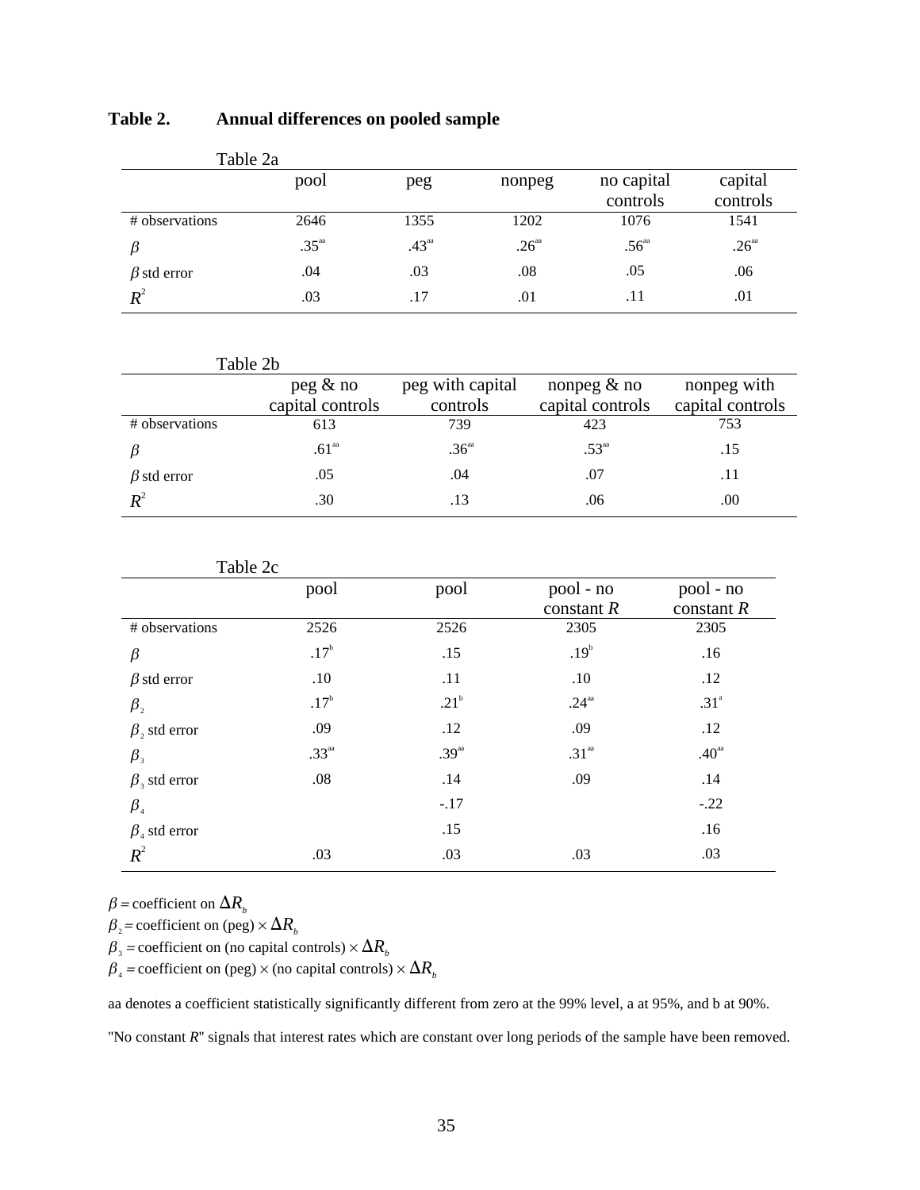**Table 2. Annual differences on pooled sample**

Table 2a

| | pool | peg | nonpeg | no capital controls | capital controls |
|---|---|---|---|---|---|
| # observations | 2646 | 1355 | 1202 | 1076 | 1541 |
| $\beta$ | .35[aa] | .43[aa] | .26[aa] | .56[aa] | .26[aa] |
| $\beta$ std error | .04 | .03 | .08 | .05 | .06 |
| $R^2$ | .03 | .17 | .01 | .11 | .01 |

Table 2b

| | peg & no capital controls | peg with capital controls | nonpeg & no capital controls | nonpeg with capital controls |
|---|---|---|---|---|
| # observations | 613 | 739 | 423 | 753 |
| $\beta$ | .61[aa] | .36[aa] | .53[aa] | .15 |
| $\beta$ std error | .05 | .04 | .07 | .11 |
| $R^2$ | .30 | .13 | .06 | .00 |

Table 2c

| | pool | pool | pool - no constant *R* | pool - no constant *R* |
|---|---|---|---|---|
| # observations | 2526 | 2526 | 2305 | 2305 |
| $\beta$ | .17[b] | .15 | .19[b] | .16 |
| $\beta$ std error | .10 | .11 | .10 | .12 |
| $\beta_2$ | .17[b] | .21[b] | .24[aa] | .31[a] |
| $\beta_2$ std error | .09 | .12 | .09 | .12 |
| $\beta_3$ | .33[aa] | .39[aa] | .31[aa] | .40[aa] |
| $\beta_3$ std error | .08 | .14 | .09 | .14 |
| $\beta_4$ | | -.17 | | -.22 |
| $\beta_4$ std error | | .15 | | .16 |
| $R^2$ | .03 | .03 | .03 | .03 |

$\beta$ = coefficient on $\Delta R_b$

$\beta_2$ = coefficient on (peg) $\times \Delta R_b$

$\beta_3$ = coefficient on (no capital controls) $\times \Delta R_b$

$\beta_4$ = coefficient on (peg) $\times$ (no capital controls) $\times \Delta R_b$

aa denotes a coefficient statistically significantly different from zero at the 99% level, a at 95%, and b at 90%.

"No constant *R*" signals that interest rates which are constant over long periods of the sample have been removed.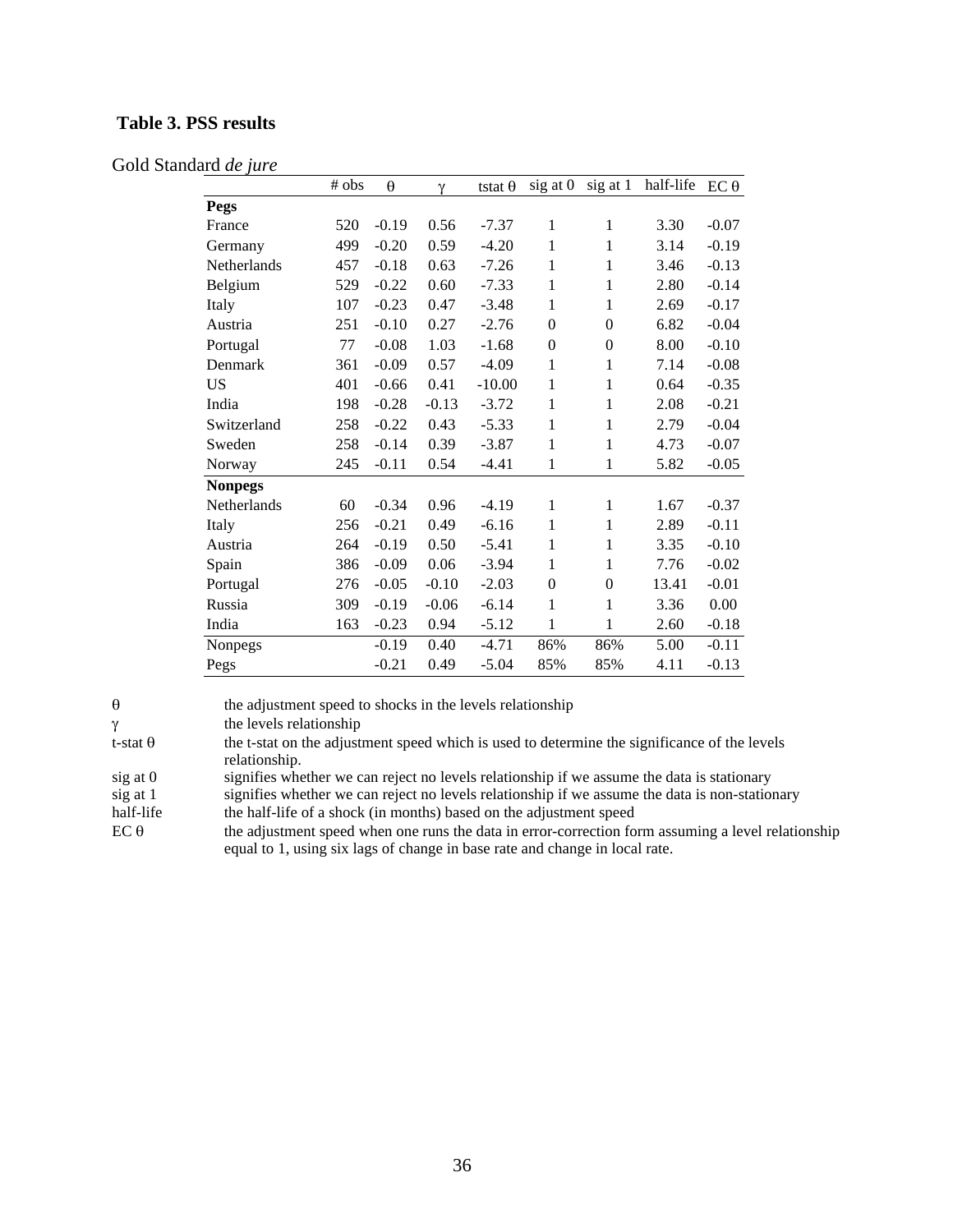**Table 3. PSS results**

Gold Standard *de jure*

| | # obs | $\theta$ | $\gamma$ | tstat $\theta$ | sig at 0 | sig at 1 | half-life | EC $\theta$ |
|---|---|---|---|---|---|---|---|---|
| **Pegs** | | | | | | | | |
| France | 520 | -0.19 | 0.56 | -7.37 | 1 | 1 | 3.30 | -0.07 |
| Germany | 499 | -0.20 | 0.59 | -4.20 | 1 | 1 | 3.14 | -0.19 |
| Netherlands | 457 | -0.18 | 0.63 | -7.26 | 1 | 1 | 3.46 | -0.13 |
| Belgium | 529 | -0.22 | 0.60 | -7.33 | 1 | 1 | 2.80 | -0.14 |
| Italy | 107 | -0.23 | 0.47 | -3.48 | 1 | 1 | 2.69 | -0.17 |
| Austria | 251 | -0.10 | 0.27 | -2.76 | 0 | 0 | 6.82 | -0.04 |
| Portugal | 77 | -0.08 | 1.03 | -1.68 | 0 | 0 | 8.00 | -0.10 |
| Denmark | 361 | -0.09 | 0.57 | -4.09 | 1 | 1 | 7.14 | -0.08 |
| US | 401 | -0.66 | 0.41 | -10.00 | 1 | 1 | 0.64 | -0.35 |
| India | 198 | -0.28 | -0.13 | -3.72 | 1 | 1 | 2.08 | -0.21 |
| Switzerland | 258 | -0.22 | 0.43 | -5.33 | 1 | 1 | 2.79 | -0.04 |
| Sweden | 258 | -0.14 | 0.39 | -3.87 | 1 | 1 | 4.73 | -0.07 |
| Norway | 245 | -0.11 | 0.54 | -4.41 | 1 | 1 | 5.82 | -0.05 |
| **Nonpegs** | | | | | | | | |
| Netherlands | 60 | -0.34 | 0.96 | -4.19 | 1 | 1 | 1.67 | -0.37 |
| Italy | 256 | -0.21 | 0.49 | -6.16 | 1 | 1 | 2.89 | -0.11 |
| Austria | 264 | -0.19 | 0.50 | -5.41 | 1 | 1 | 3.35 | -0.10 |
| Spain | 386 | -0.09 | 0.06 | -3.94 | 1 | 1 | 7.76 | -0.02 |
| Portugal | 276 | -0.05 | -0.10 | -2.03 | 0 | 0 | 13.41 | -0.01 |
| Russia | 309 | -0.19 | -0.06 | -6.14 | 1 | 1 | 3.36 | 0.00 |
| India | 163 | -0.23 | 0.94 | -5.12 | 1 | 1 | 2.60 | -0.18 |
| Nonpegs | | -0.19 | 0.40 | -4.71 | 86% | 86% | 5.00 | -0.11 |
| Pegs | | -0.21 | 0.49 | -5.04 | 85% | 85% | 4.11 | -0.13 |

$\theta$ — the adjustment speed to shocks in the levels relationship

$\gamma$ — the levels relationship

t-stat $\theta$ — the t-stat on the adjustment speed which is used to determine the significance of the levels relationship.

sig at 0 — signifies whether we can reject no levels relationship if we assume the data is stationary

sig at 1 — signifies whether we can reject no levels relationship if we assume the data is non-stationary

half-life — the half-life of a shock (in months) based on the adjustment speed

EC $\theta$ — the adjustment speed when one runs the data in error-correction form assuming a level relationship equal to 1, using six lags of change in base rate and change in local rate.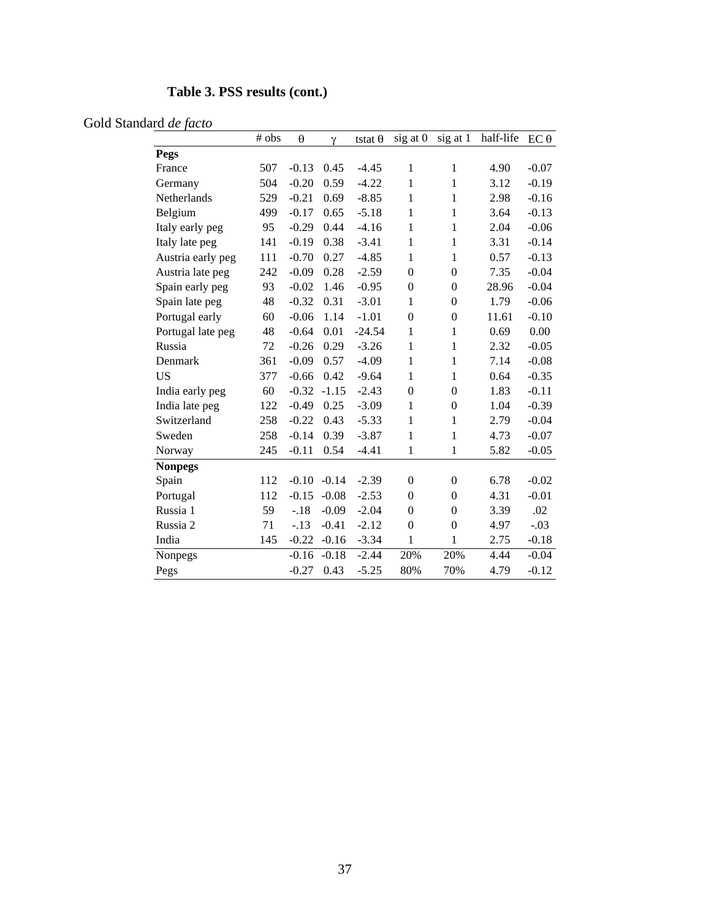**Table 3. PSS results (cont.)**

Gold Standard *de facto*

| | # obs | $\theta$ | $\gamma$ | tstat $\theta$ | sig at 0 | sig at 1 | half-life | EC $\theta$ |
|---|---|---|---|---|---|---|---|---|
| **Pegs** | | | | | | | | |
| France | 507 | -0.13 | 0.45 | -4.45 | 1 | 1 | 4.90 | -0.07 |
| Germany | 504 | -0.20 | 0.59 | -4.22 | 1 | 1 | 3.12 | -0.19 |
| Netherlands | 529 | -0.21 | 0.69 | -8.85 | 1 | 1 | 2.98 | -0.16 |
| Belgium | 499 | -0.17 | 0.65 | -5.18 | 1 | 1 | 3.64 | -0.13 |
| Italy early peg | 95 | -0.29 | 0.44 | -4.16 | 1 | 1 | 2.04 | -0.06 |
| Italy late peg | 141 | -0.19 | 0.38 | -3.41 | 1 | 1 | 3.31 | -0.14 |
| Austria early peg | 111 | -0.70 | 0.27 | -4.85 | 1 | 1 | 0.57 | -0.13 |
| Austria late peg | 242 | -0.09 | 0.28 | -2.59 | 0 | 0 | 7.35 | -0.04 |
| Spain early peg | 93 | -0.02 | 1.46 | -0.95 | 0 | 0 | 28.96 | -0.04 |
| Spain late peg | 48 | -0.32 | 0.31 | -3.01 | 1 | 0 | 1.79 | -0.06 |
| Portugal early | 60 | -0.06 | 1.14 | -1.01 | 0 | 0 | 11.61 | -0.10 |
| Portugal late peg | 48 | -0.64 | 0.01 | -24.54 | 1 | 1 | 0.69 | 0.00 |
| Russia | 72 | -0.26 | 0.29 | -3.26 | 1 | 1 | 2.32 | -0.05 |
| Denmark | 361 | -0.09 | 0.57 | -4.09 | 1 | 1 | 7.14 | -0.08 |
| US | 377 | -0.66 | 0.42 | -9.64 | 1 | 1 | 0.64 | -0.35 |
| India early peg | 60 | -0.32 | -1.15 | -2.43 | 0 | 0 | 1.83 | -0.11 |
| India late peg | 122 | -0.49 | 0.25 | -3.09 | 1 | 0 | 1.04 | -0.39 |
| Switzerland | 258 | -0.22 | 0.43 | -5.33 | 1 | 1 | 2.79 | -0.04 |
| Sweden | 258 | -0.14 | 0.39 | -3.87 | 1 | 1 | 4.73 | -0.07 |
| Norway | 245 | -0.11 | 0.54 | -4.41 | 1 | 1 | 5.82 | -0.05 |
| **Nonpegs** | | | | | | | | |
| Spain | 112 | -0.10 | -0.14 | -2.39 | 0 | 0 | 6.78 | -0.02 |
| Portugal | 112 | -0.15 | -0.08 | -2.53 | 0 | 0 | 4.31 | -0.01 |
| Russia 1 | 59 | -.18 | -0.09 | -2.04 | 0 | 0 | 3.39 | .02 |
| Russia 2 | 71 | -.13 | -0.41 | -2.12 | 0 | 0 | 4.97 | -.03 |
| India | 145 | -0.22 | -0.16 | -3.34 | 1 | 1 | 2.75 | -0.18 |
| Nonpegs | | -0.16 | -0.18 | -2.44 | 20% | 20% | 4.44 | -0.04 |
| Pegs | | -0.27 | 0.43 | -5.25 | 80% | 70% | 4.79 | -0.12 |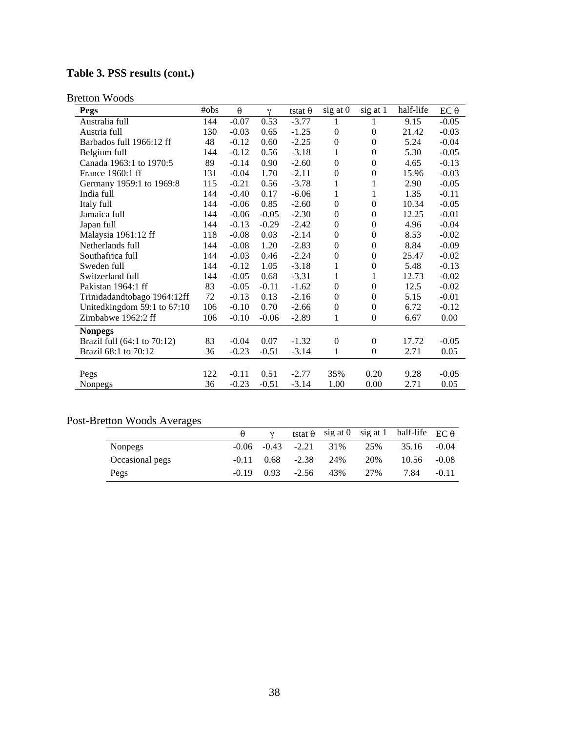## Table 3. PSS results (cont.)

Bretton Woods

| Pegs | #obs | $\theta$ | $\gamma$ | tstat $\theta$ | sig at 0 | sig at 1 | half-life | EC $\theta$ |
|---|---|---|---|---|---|---|---|---|
| Australia full | 144 | -0.07 | 0.53 | -3.77 | 1 | 1 | 9.15 | -0.05 |
| Austria full | 130 | -0.03 | 0.65 | -1.25 | 0 | 0 | 21.42 | -0.03 |
| Barbados full 1966:12 ff | 48 | -0.12 | 0.60 | -2.25 | 0 | 0 | 5.24 | -0.04 |
| Belgium full | 144 | -0.12 | 0.56 | -3.18 | 1 | 0 | 5.30 | -0.05 |
| Canada 1963:1 to 1970:5 | 89 | -0.14 | 0.90 | -2.60 | 0 | 0 | 4.65 | -0.13 |
| France 1960:1 ff | 131 | -0.04 | 1.70 | -2.11 | 0 | 0 | 15.96 | -0.03 |
| Germany 1959:1 to 1969:8 | 115 | -0.21 | 0.56 | -3.78 | 1 | 1 | 2.90 | -0.05 |
| India full | 144 | -0.40 | 0.17 | -6.06 | 1 | 1 | 1.35 | -0.11 |
| Italy full | 144 | -0.06 | 0.85 | -2.60 | 0 | 0 | 10.34 | -0.05 |
| Jamaica full | 144 | -0.06 | -0.05 | -2.30 | 0 | 0 | 12.25 | -0.01 |
| Japan full | 144 | -0.13 | -0.29 | -2.42 | 0 | 0 | 4.96 | -0.04 |
| Malaysia 1961:12 ff | 118 | -0.08 | 0.03 | -2.14 | 0 | 0 | 8.53 | -0.02 |
| Netherlands full | 144 | -0.08 | 1.20 | -2.83 | 0 | 0 | 8.84 | -0.09 |
| Southafrica full | 144 | -0.03 | 0.46 | -2.24 | 0 | 0 | 25.47 | -0.02 |
| Sweden full | 144 | -0.12 | 1.05 | -3.18 | 1 | 0 | 5.48 | -0.13 |
| Switzerland full | 144 | -0.05 | 0.68 | -3.31 | 1 | 1 | 12.73 | -0.02 |
| Pakistan 1964:1 ff | 83 | -0.05 | -0.11 | -1.62 | 0 | 0 | 12.5 | -0.02 |
| Trinidadandtobago 1964:12ff | 72 | -0.13 | 0.13 | -2.16 | 0 | 0 | 5.15 | -0.01 |
| Unitedkingdom 59:1 to 67:10 | 106 | -0.10 | 0.70 | -2.66 | 0 | 0 | 6.72 | -0.12 |
| Zimbabwe 1962:2 ff | 106 | -0.10 | -0.06 | -2.89 | 1 | 0 | 6.67 | 0.00 |
| **Nonpegs** | | | | | | | | |
| Brazil full (64:1 to 70:12) | 83 | -0.04 | 0.07 | -1.32 | 0 | 0 | 17.72 | -0.05 |
| Brazil 68:1 to 70:12 | 36 | -0.23 | -0.51 | -3.14 | 1 | 0 | 2.71 | 0.05 |
| | | | | | | | | |
| Pegs | 122 | -0.11 | 0.51 | -2.77 | 35% | 0.20 | 9.28 | -0.05 |
| Nonpegs | 36 | -0.23 | -0.51 | -3.14 | 1.00 | 0.00 | 2.71 | 0.05 |

Post-Bretton Woods Averages

| | $\theta$ | $\gamma$ | tstat $\theta$ | sig at 0 | sig at 1 | half-life | EC $\theta$ |
|---|---|---|---|---|---|---|---|
| Nonpegs | -0.06 | -0.43 | -2.21 | 31% | 25% | 35.16 | -0.04 |
| Occasional pegs | -0.11 | 0.68 | -2.38 | 24% | 20% | 10.56 | -0.08 |
| Pegs | -0.19 | 0.93 | -2.56 | 43% | 27% | 7.84 | -0.11 |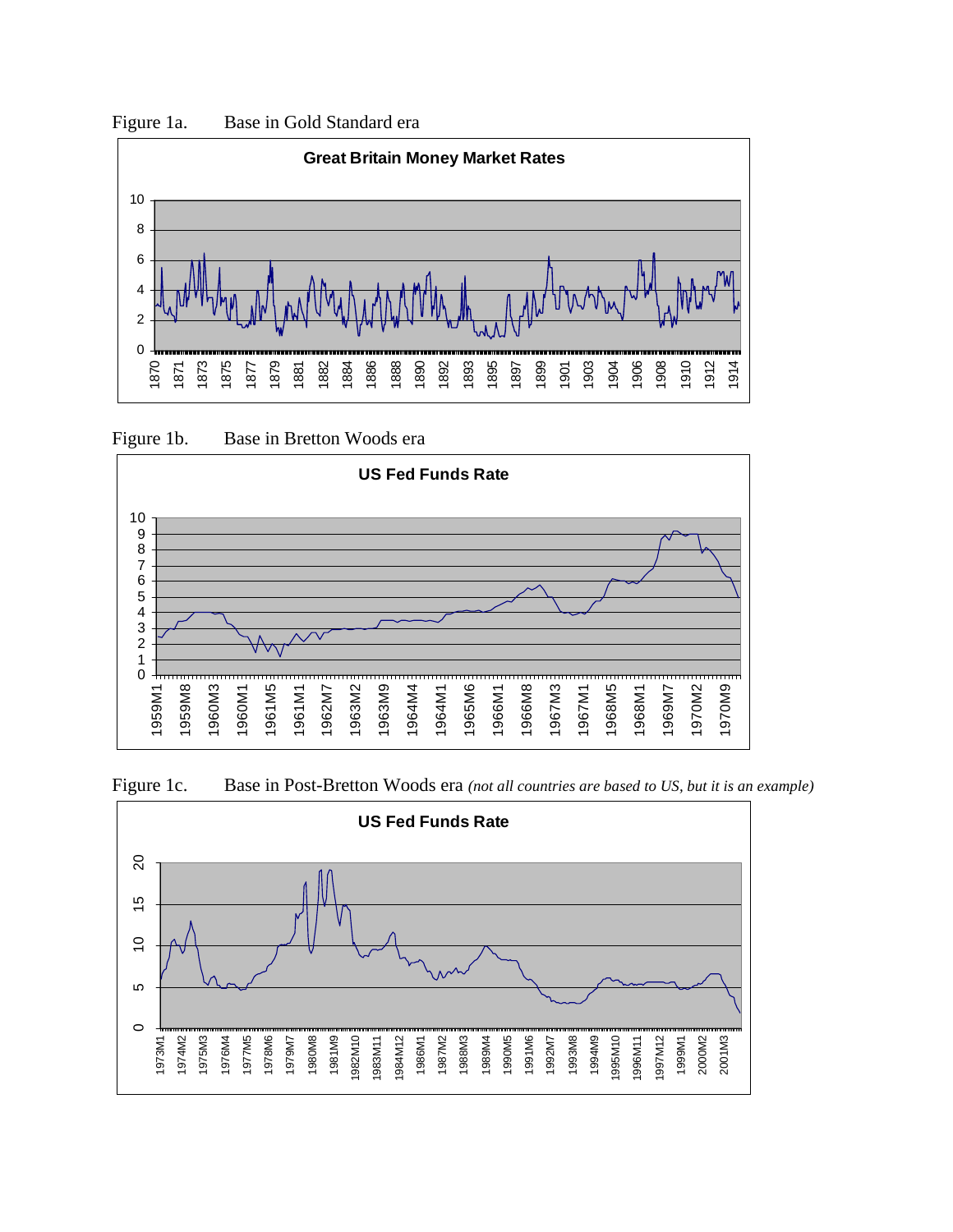Figure 1a. Base in Gold Standard era

**Great Britain Money Market Rates**

10
8
6
4
2
0

1870 1871 1873 1875 1877 1879 1881 1882 1884 1886 1888 1890 1892 1893 1895 1897 1899 1901 1903 1904 1906 1908 1910 1912 1914

Figure 1b. Base in Bretton Woods era

**US Fed Funds Rate**

10
9
8
7
6
5
4
3
2
1
0

1959M1 1959M8 1960M3 1960M1 1961M5 1961M1 1962M7 1963M2 1963M9 1964M4 1964M1 1965M6 1966M1 1966M8 1967M3 1967M1 1968M5 1968M1 1969M7 1970M2 1970M9

Figure 1c. Base in Post-Bretton Woods era *(not all countries are based to US, but it is an example)*

**US Fed Funds Rate**

20
15
10
5
0

1973M1 1974M2 1975M3 1976M4 1977M5 1978M6 1979M7 1980M8 1981M9 1982M10 1983M11 1984M12 1986M1 1987M2 1988M3 1989M4 1990M5 1991M6 1992M7 1993M8 1994M9 1995M10 1996M11 1997M12 1999M1 2000M2 2001M3